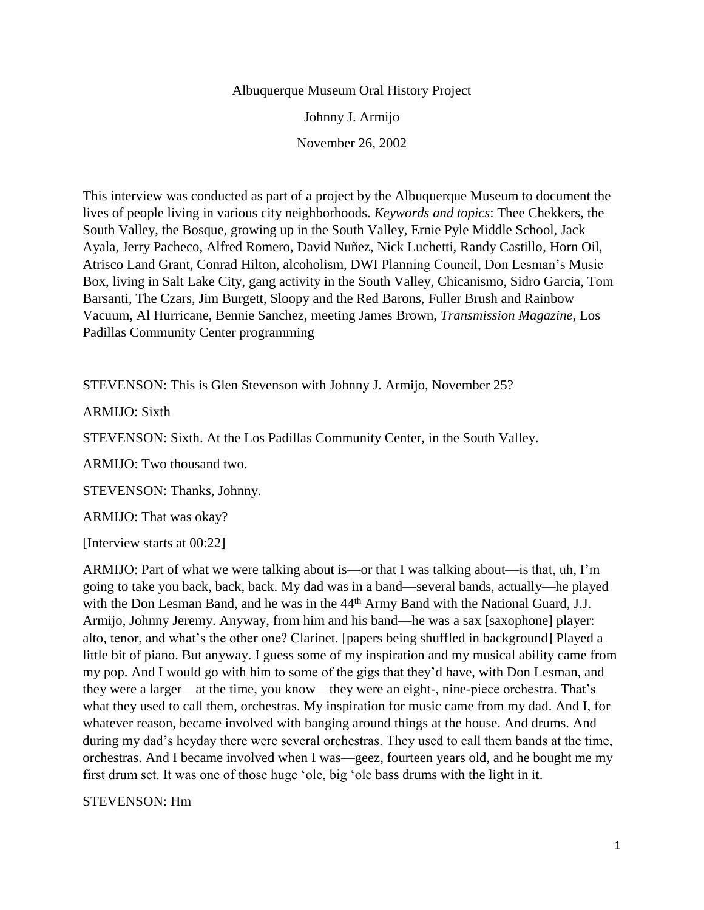Albuquerque Museum Oral History Project

Johnny J. Armijo

November 26, 2002

This interview was conducted as part of a project by the Albuquerque Museum to document the lives of people living in various city neighborhoods. *Keywords and topics*: Thee Chekkers, the South Valley, the Bosque, growing up in the South Valley, Ernie Pyle Middle School, Jack Ayala, Jerry Pacheco, Alfred Romero, David Nuñez, Nick Luchetti, Randy Castillo, Horn Oil, Atrisco Land Grant, Conrad Hilton, alcoholism, DWI Planning Council, Don Lesman's Music Box, living in Salt Lake City, gang activity in the South Valley, Chicanismo, Sidro Garcia, Tom Barsanti, The Czars, Jim Burgett, Sloopy and the Red Barons, Fuller Brush and Rainbow Vacuum, Al Hurricane, Bennie Sanchez, meeting James Brown, *Transmission Magazine*, Los Padillas Community Center programming

STEVENSON: This is Glen Stevenson with Johnny J. Armijo, November 25?

ARMIJO: Sixth

STEVENSON: Sixth. At the Los Padillas Community Center, in the South Valley.

ARMIJO: Two thousand two.

STEVENSON: Thanks, Johnny.

ARMIJO: That was okay?

[Interview starts at 00:22]

ARMIJO: Part of what we were talking about is—or that I was talking about—is that, uh, I'm going to take you back, back, back. My dad was in a band—several bands, actually—he played with the Don Lesman Band, and he was in the 44th Army Band with the National Guard, J.J. Armijo, Johnny Jeremy. Anyway, from him and his band—he was a sax [saxophone] player: alto, tenor, and what's the other one? Clarinet. [papers being shuffled in background] Played a little bit of piano. But anyway. I guess some of my inspiration and my musical ability came from my pop. And I would go with him to some of the gigs that they'd have, with Don Lesman, and they were a larger—at the time, you know—they were an eight-, nine-piece orchestra. That's what they used to call them, orchestras. My inspiration for music came from my dad. And I, for whatever reason, became involved with banging around things at the house. And drums. And during my dad's heyday there were several orchestras. They used to call them bands at the time, orchestras. And I became involved when I was—geez, fourteen years old, and he bought me my first drum set. It was one of those huge 'ole, big 'ole bass drums with the light in it.

STEVENSON: Hm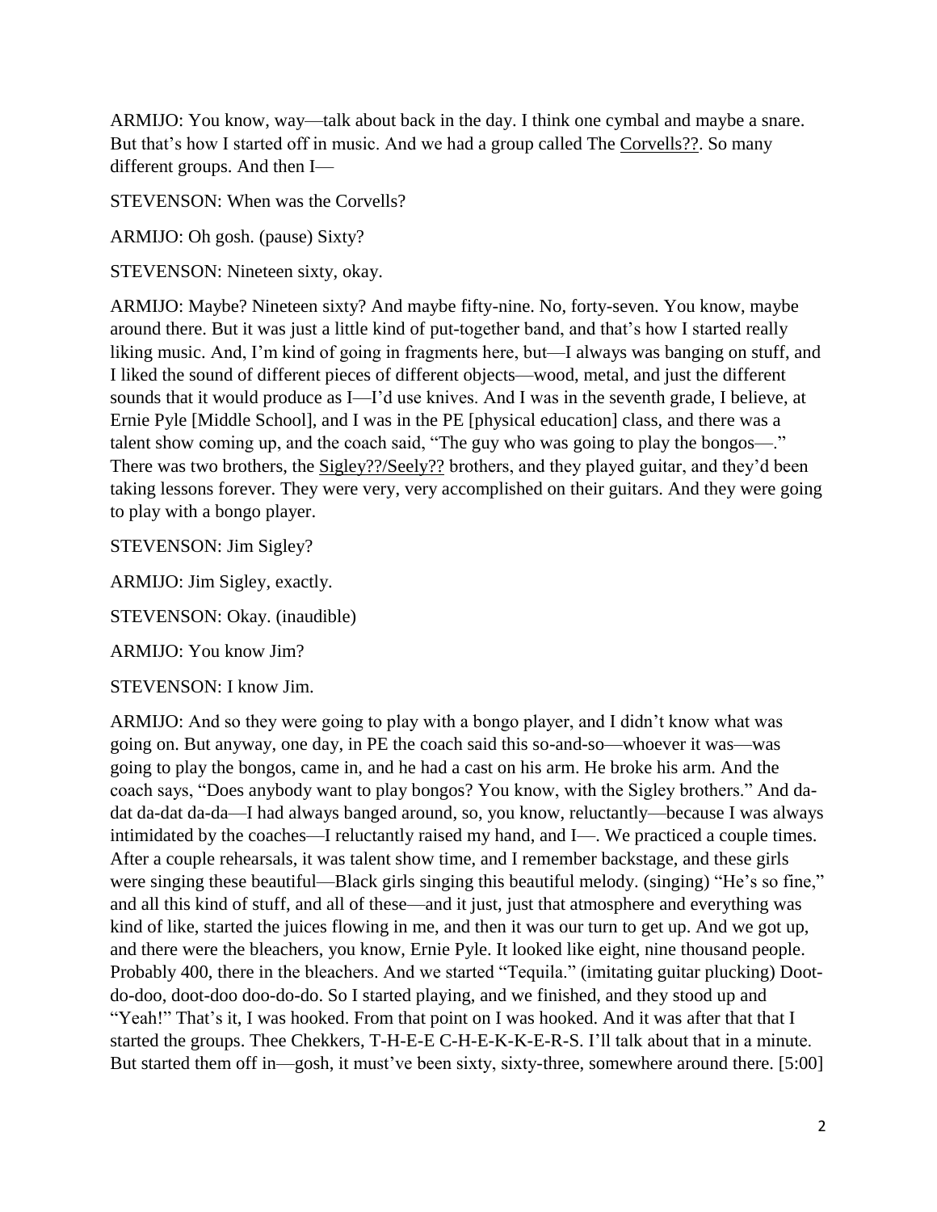ARMIJO: You know, way—talk about back in the day. I think one cymbal and maybe a snare. But that's how I started off in music. And we had a group called The Corvells??. So many different groups. And then I—

STEVENSON: When was the Corvells?

ARMIJO: Oh gosh. (pause) Sixty?

STEVENSON: Nineteen sixty, okay.

ARMIJO: Maybe? Nineteen sixty? And maybe fifty-nine. No, forty-seven. You know, maybe around there. But it was just a little kind of put-together band, and that's how I started really liking music. And, I'm kind of going in fragments here, but—I always was banging on stuff, and I liked the sound of different pieces of different objects—wood, metal, and just the different sounds that it would produce as I—I'd use knives. And I was in the seventh grade, I believe, at Ernie Pyle [Middle School], and I was in the PE [physical education] class, and there was a talent show coming up, and the coach said, "The guy who was going to play the bongos—." There was two brothers, the Sigley??/Seely?? brothers, and they played guitar, and they'd been taking lessons forever. They were very, very accomplished on their guitars. And they were going to play with a bongo player.

STEVENSON: Jim Sigley?

ARMIJO: Jim Sigley, exactly.

STEVENSON: Okay. (inaudible)

ARMIJO: You know Jim?

STEVENSON: I know Jim.

ARMIJO: And so they were going to play with a bongo player, and I didn't know what was going on. But anyway, one day, in PE the coach said this so-and-so—whoever it was—was going to play the bongos, came in, and he had a cast on his arm. He broke his arm. And the coach says, "Does anybody want to play bongos? You know, with the Sigley brothers." And da-dat da-dat da-da—I had always banged around, so, you know, reluctantly—because I was always intimidated by the coaches—I reluctantly raised my hand, and I—. We practiced a couple times. After a couple rehearsals, it was talent show time, and I remember backstage, and these girls were singing these beautiful—Black girls singing this beautiful melody. (singing) "He's so fine," and all this kind of stuff, and all of these—and it just, just that atmosphere and everything was kind of like, started the juices flowing in me, and then it was our turn to get up. And we got up, and there were the bleachers, you know, Ernie Pyle. It looked like eight, nine thousand people. Probably 400, there in the bleachers. And we started "Tequila." (imitating guitar plucking) Doot-do-doo, doot-doo doo-do-do. So I started playing, and we finished, and they stood up and "Yeah!" That's it, I was hooked. From that point on I was hooked. And it was after that that I started the groups. Thee Chekkers, T-H-E-E C-H-E-K-K-E-R-S. I'll talk about that in a minute. But started them off in—gosh, it must've been sixty, sixty-three, somewhere around there. [5:00]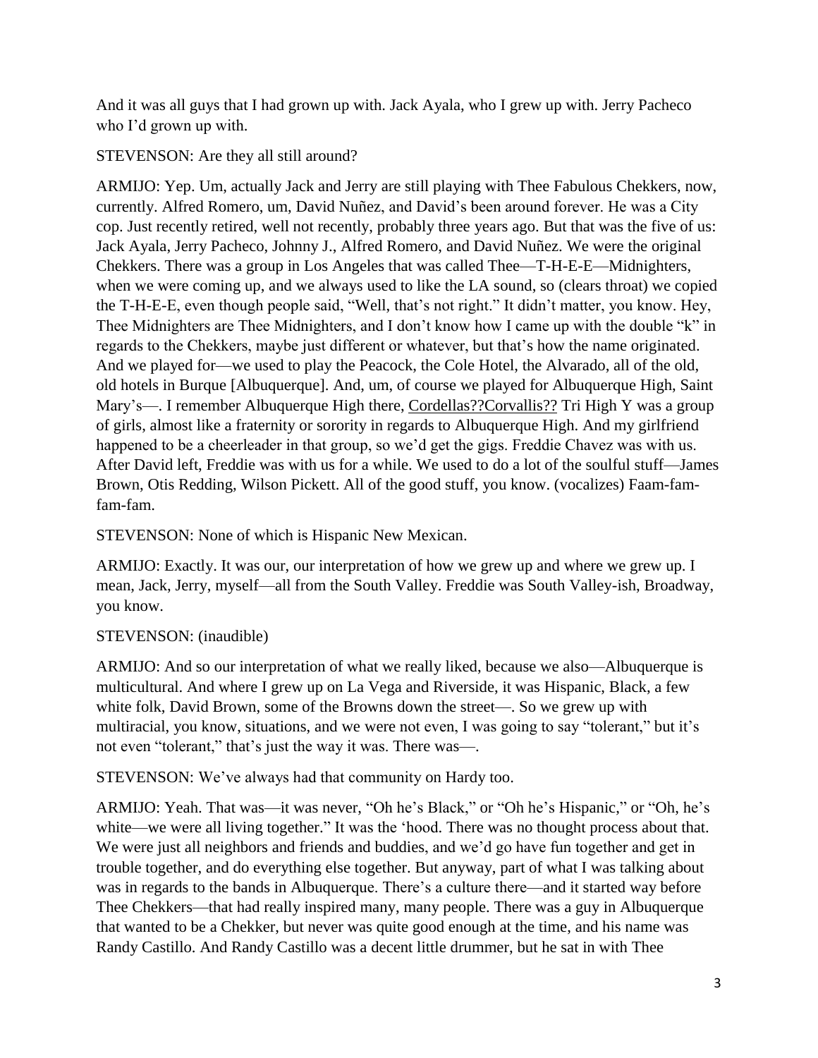And it was all guys that I had grown up with. Jack Ayala, who I grew up with. Jerry Pacheco who I'd grown up with.

STEVENSON: Are they all still around?

ARMIJO: Yep. Um, actually Jack and Jerry are still playing with Thee Fabulous Chekkers, now, currently. Alfred Romero, um, David Nuñez, and David's been around forever. He was a City cop. Just recently retired, well not recently, probably three years ago. But that was the five of us: Jack Ayala, Jerry Pacheco, Johnny J., Alfred Romero, and David Nuñez. We were the original Chekkers. There was a group in Los Angeles that was called Thee—T-H-E-E—Midnighters, when we were coming up, and we always used to like the LA sound, so (clears throat) we copied the T-H-E-E, even though people said, "Well, that's not right." It didn't matter, you know. Hey, Thee Midnighters are Thee Midnighters, and I don't know how I came up with the double "k" in regards to the Chekkers, maybe just different or whatever, but that's how the name originated. And we played for—we used to play the Peacock, the Cole Hotel, the Alvarado, all of the old, old hotels in Burque [Albuquerque]. And, um, of course we played for Albuquerque High, Saint Mary's—. I remember Albuquerque High there, Cordellas??Corvallis?? Tri High Y was a group of girls, almost like a fraternity or sorority in regards to Albuquerque High. And my girlfriend happened to be a cheerleader in that group, so we'd get the gigs. Freddie Chavez was with us. After David left, Freddie was with us for a while. We used to do a lot of the soulful stuff—James Brown, Otis Redding, Wilson Pickett. All of the good stuff, you know. (vocalizes) Faam-fam-fam-fam.

STEVENSON: None of which is Hispanic New Mexican.

ARMIJO: Exactly. It was our, our interpretation of how we grew up and where we grew up. I mean, Jack, Jerry, myself—all from the South Valley. Freddie was South Valley-ish, Broadway, you know.

STEVENSON: (inaudible)

ARMIJO: And so our interpretation of what we really liked, because we also—Albuquerque is multicultural. And where I grew up on La Vega and Riverside, it was Hispanic, Black, a few white folk, David Brown, some of the Browns down the street—. So we grew up with multiracial, you know, situations, and we were not even, I was going to say "tolerant," but it's not even "tolerant," that's just the way it was. There was—.

STEVENSON: We've always had that community on Hardy too.

ARMIJO: Yeah. That was—it was never, "Oh he's Black," or "Oh he's Hispanic," or "Oh, he's white—we were all living together." It was the 'hood. There was no thought process about that. We were just all neighbors and friends and buddies, and we'd go have fun together and get in trouble together, and do everything else together. But anyway, part of what I was talking about was in regards to the bands in Albuquerque. There's a culture there—and it started way before Thee Chekkers—that had really inspired many, many people. There was a guy in Albuquerque that wanted to be a Chekker, but never was quite good enough at the time, and his name was Randy Castillo. And Randy Castillo was a decent little drummer, but he sat in with Thee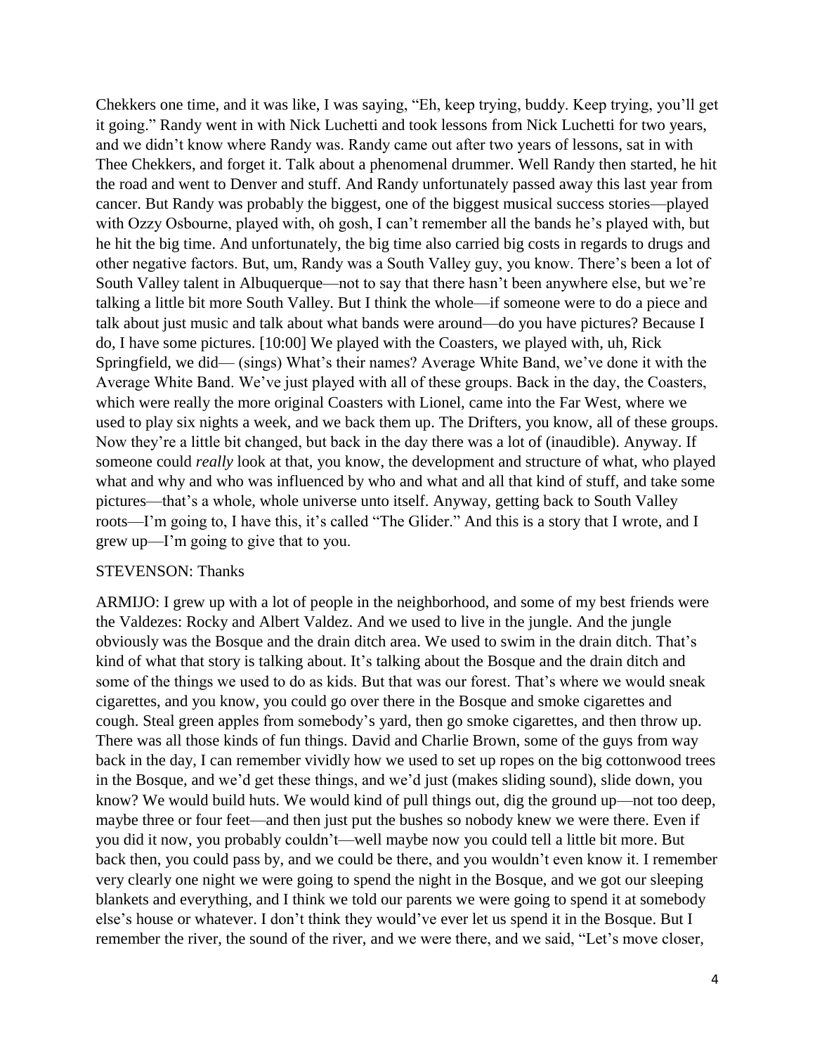Chekkers one time, and it was like, I was saying, "Eh, keep trying, buddy. Keep trying, you'll get it going." Randy went in with Nick Luchetti and took lessons from Nick Luchetti for two years, and we didn't know where Randy was. Randy came out after two years of lessons, sat in with Thee Chekkers, and forget it. Talk about a phenomenal drummer. Well Randy then started, he hit the road and went to Denver and stuff. And Randy unfortunately passed away this last year from cancer. But Randy was probably the biggest, one of the biggest musical success stories—played with Ozzy Osbourne, played with, oh gosh, I can't remember all the bands he's played with, but he hit the big time. And unfortunately, the big time also carried big costs in regards to drugs and other negative factors. But, um, Randy was a South Valley guy, you know. There's been a lot of South Valley talent in Albuquerque—not to say that there hasn't been anywhere else, but we're talking a little bit more South Valley. But I think the whole—if someone were to do a piece and talk about just music and talk about what bands were around—do you have pictures? Because I do, I have some pictures. [10:00] We played with the Coasters, we played with, uh, Rick Springfield, we did— (sings) What's their names? Average White Band, we've done it with the Average White Band. We've just played with all of these groups. Back in the day, the Coasters, which were really the more original Coasters with Lionel, came into the Far West, where we used to play six nights a week, and we back them up. The Drifters, you know, all of these groups. Now they're a little bit changed, but back in the day there was a lot of (inaudible). Anyway. If someone could *really* look at that, you know, the development and structure of what, who played what and why and who was influenced by who and what and all that kind of stuff, and take some pictures—that's a whole, whole universe unto itself. Anyway, getting back to South Valley roots—I'm going to, I have this, it's called "The Glider." And this is a story that I wrote, and I grew up—I'm going to give that to you.

STEVENSON: Thanks

ARMIJO: I grew up with a lot of people in the neighborhood, and some of my best friends were the Valdezes: Rocky and Albert Valdez. And we used to live in the jungle. And the jungle obviously was the Bosque and the drain ditch area. We used to swim in the drain ditch. That's kind of what that story is talking about. It's talking about the Bosque and the drain ditch and some of the things we used to do as kids. But that was our forest. That's where we would sneak cigarettes, and you know, you could go over there in the Bosque and smoke cigarettes and cough. Steal green apples from somebody's yard, then go smoke cigarettes, and then throw up. There was all those kinds of fun things. David and Charlie Brown, some of the guys from way back in the day, I can remember vividly how we used to set up ropes on the big cottonwood trees in the Bosque, and we'd get these things, and we'd just (makes sliding sound), slide down, you know? We would build huts. We would kind of pull things out, dig the ground up—not too deep, maybe three or four feet—and then just put the bushes so nobody knew we were there. Even if you did it now, you probably couldn't—well maybe now you could tell a little bit more. But back then, you could pass by, and we could be there, and you wouldn't even know it. I remember very clearly one night we were going to spend the night in the Bosque, and we got our sleeping blankets and everything, and I think we told our parents we were going to spend it at somebody else's house or whatever. I don't think they would've ever let us spend it in the Bosque. But I remember the river, the sound of the river, and we were there, and we said, "Let's move closer,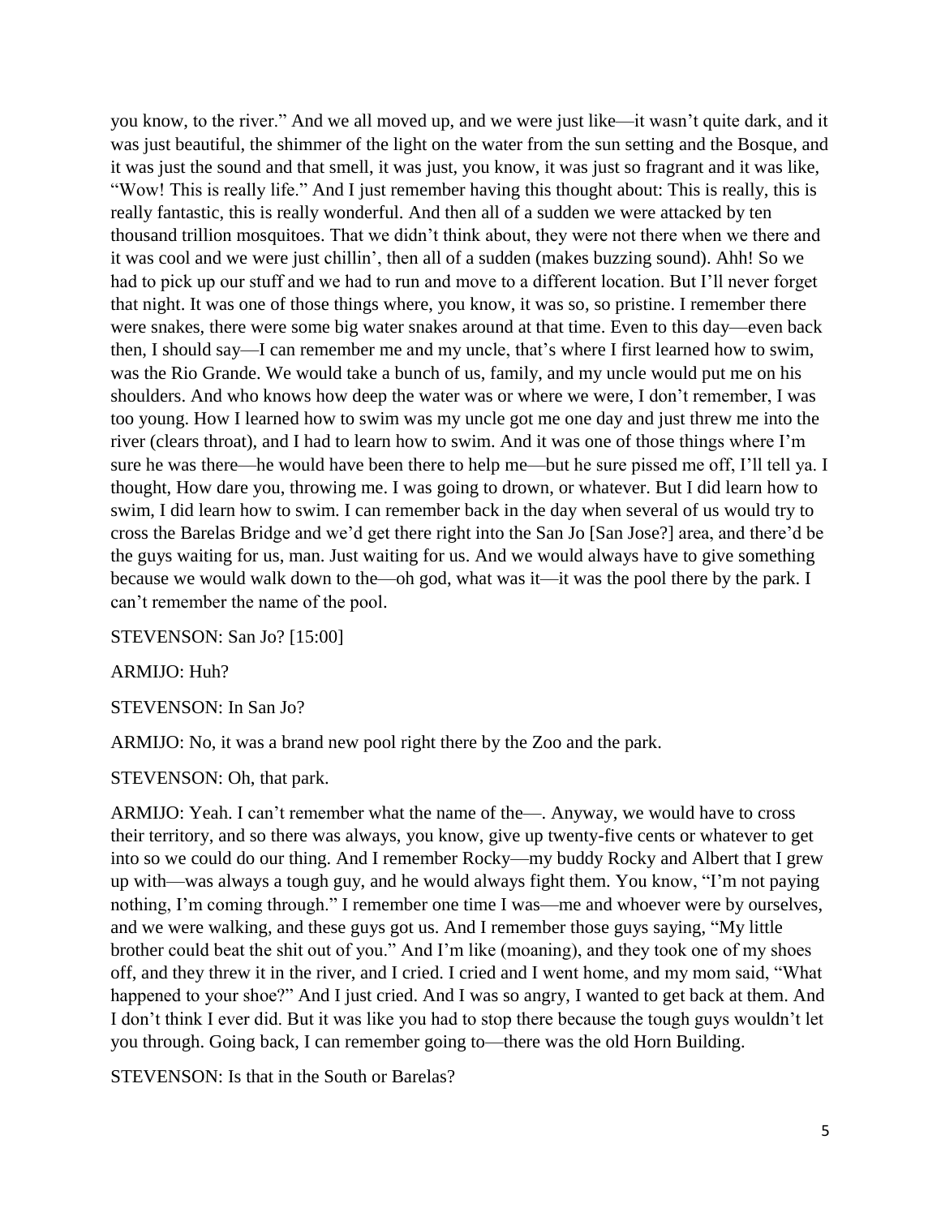you know, to the river." And we all moved up, and we were just like—it wasn't quite dark, and it was just beautiful, the shimmer of the light on the water from the sun setting and the Bosque, and it was just the sound and that smell, it was just, you know, it was just so fragrant and it was like, "Wow! This is really life." And I just remember having this thought about: This is really, this is really fantastic, this is really wonderful. And then all of a sudden we were attacked by ten thousand trillion mosquitoes. That we didn't think about, they were not there when we there and it was cool and we were just chillin', then all of a sudden (makes buzzing sound). Ahh! So we had to pick up our stuff and we had to run and move to a different location. But I'll never forget that night. It was one of those things where, you know, it was so, so pristine. I remember there were snakes, there were some big water snakes around at that time. Even to this day—even back then, I should say—I can remember me and my uncle, that's where I first learned how to swim, was the Rio Grande. We would take a bunch of us, family, and my uncle would put me on his shoulders. And who knows how deep the water was or where we were, I don't remember, I was too young. How I learned how to swim was my uncle got me one day and just threw me into the river (clears throat), and I had to learn how to swim. And it was one of those things where I'm sure he was there—he would have been there to help me—but he sure pissed me off, I'll tell ya. I thought, How dare you, throwing me. I was going to drown, or whatever. But I did learn how to swim, I did learn how to swim. I can remember back in the day when several of us would try to cross the Barelas Bridge and we'd get there right into the San Jo [San Jose?] area, and there'd be the guys waiting for us, man. Just waiting for us. And we would always have to give something because we would walk down to the—oh god, what was it—it was the pool there by the park. I can't remember the name of the pool.

STEVENSON: San Jo? [15:00]

ARMIJO: Huh?

STEVENSON: In San Jo?

ARMIJO: No, it was a brand new pool right there by the Zoo and the park.

STEVENSON: Oh, that park.

ARMIJO: Yeah. I can't remember what the name of the—. Anyway, we would have to cross their territory, and so there was always, you know, give up twenty-five cents or whatever to get into so we could do our thing. And I remember Rocky—my buddy Rocky and Albert that I grew up with—was always a tough guy, and he would always fight them. You know, "I'm not paying nothing, I'm coming through." I remember one time I was—me and whoever were by ourselves, and we were walking, and these guys got us. And I remember those guys saying, "My little brother could beat the shit out of you." And I'm like (moaning), and they took one of my shoes off, and they threw it in the river, and I cried. I cried and I went home, and my mom said, "What happened to your shoe?" And I just cried. And I was so angry, I wanted to get back at them. And I don't think I ever did. But it was like you had to stop there because the tough guys wouldn't let you through. Going back, I can remember going to—there was the old Horn Building.

STEVENSON: Is that in the South or Barelas?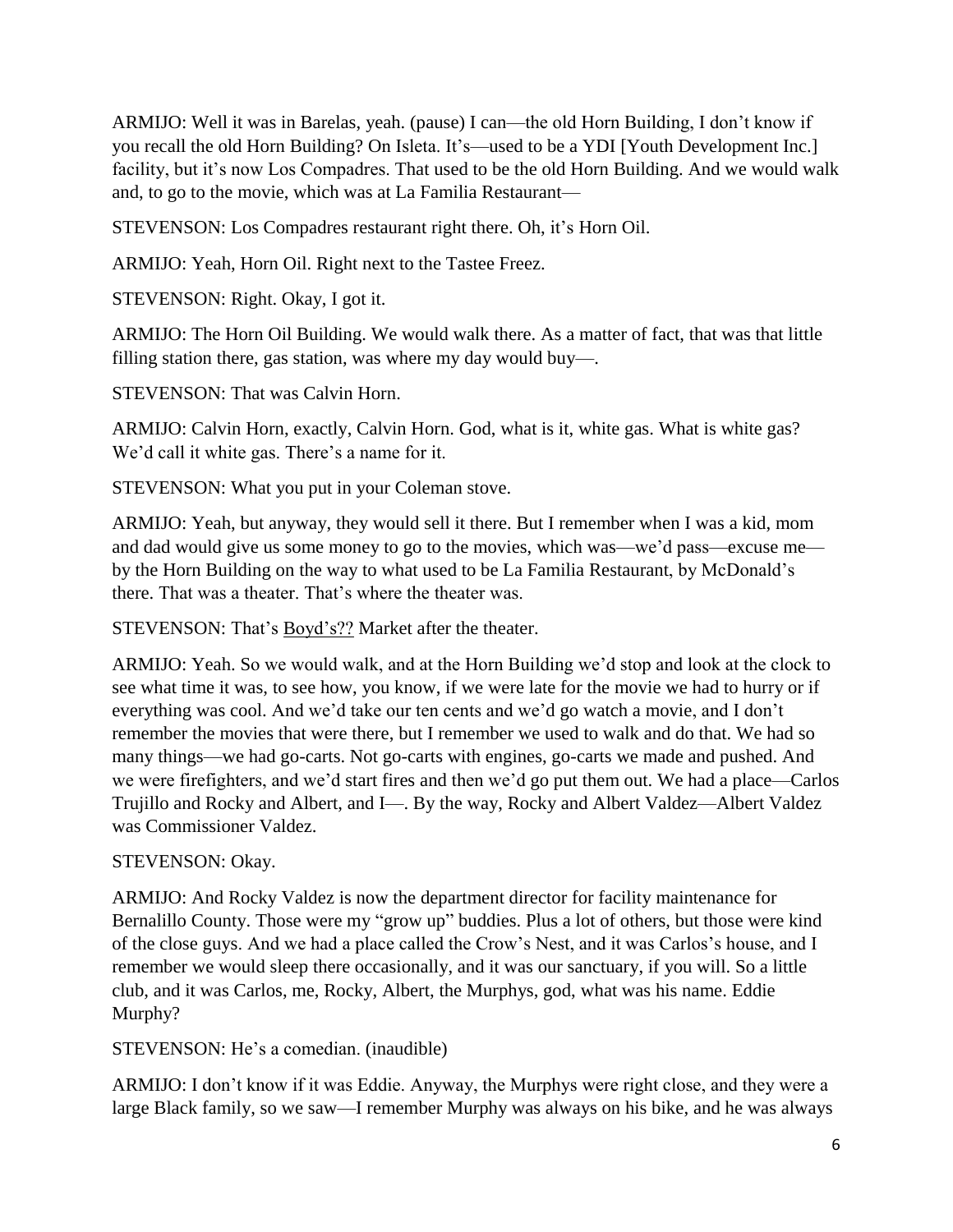ARMIJO: Well it was in Barelas, yeah. (pause) I can—the old Horn Building, I don't know if you recall the old Horn Building? On Isleta. It's—used to be a YDI [Youth Development Inc.] facility, but it's now Los Compadres. That used to be the old Horn Building. And we would walk and, to go to the movie, which was at La Familia Restaurant—

STEVENSON: Los Compadres restaurant right there. Oh, it's Horn Oil.

ARMIJO: Yeah, Horn Oil. Right next to the Tastee Freez.

STEVENSON: Right. Okay, I got it.

ARMIJO: The Horn Oil Building. We would walk there. As a matter of fact, that was that little filling station there, gas station, was where my day would buy—.

STEVENSON: That was Calvin Horn.

ARMIJO: Calvin Horn, exactly, Calvin Horn. God, what is it, white gas. What is white gas? We'd call it white gas. There's a name for it.

STEVENSON: What you put in your Coleman stove.

ARMIJO: Yeah, but anyway, they would sell it there. But I remember when I was a kid, mom and dad would give us some money to go to the movies, which was—we'd pass—excuse me—by the Horn Building on the way to what used to be La Familia Restaurant, by McDonald's there. That was a theater. That's where the theater was.

STEVENSON: That's Boyd's?? Market after the theater.

ARMIJO: Yeah. So we would walk, and at the Horn Building we'd stop and look at the clock to see what time it was, to see how, you know, if we were late for the movie we had to hurry or if everything was cool. And we'd take our ten cents and we'd go watch a movie, and I don't remember the movies that were there, but I remember we used to walk and do that. We had so many things—we had go-carts. Not go-carts with engines, go-carts we made and pushed. And we were firefighters, and we'd start fires and then we'd go put them out. We had a place—Carlos Trujillo and Rocky and Albert, and I—. By the way, Rocky and Albert Valdez—Albert Valdez was Commissioner Valdez.

STEVENSON: Okay.

ARMIJO: And Rocky Valdez is now the department director for facility maintenance for Bernalillo County. Those were my "grow up" buddies. Plus a lot of others, but those were kind of the close guys. And we had a place called the Crow's Nest, and it was Carlos's house, and I remember we would sleep there occasionally, and it was our sanctuary, if you will. So a little club, and it was Carlos, me, Rocky, Albert, the Murphys, god, what was his name. Eddie Murphy?

STEVENSON: He's a comedian. (inaudible)

ARMIJO: I don't know if it was Eddie. Anyway, the Murphys were right close, and they were a large Black family, so we saw—I remember Murphy was always on his bike, and he was always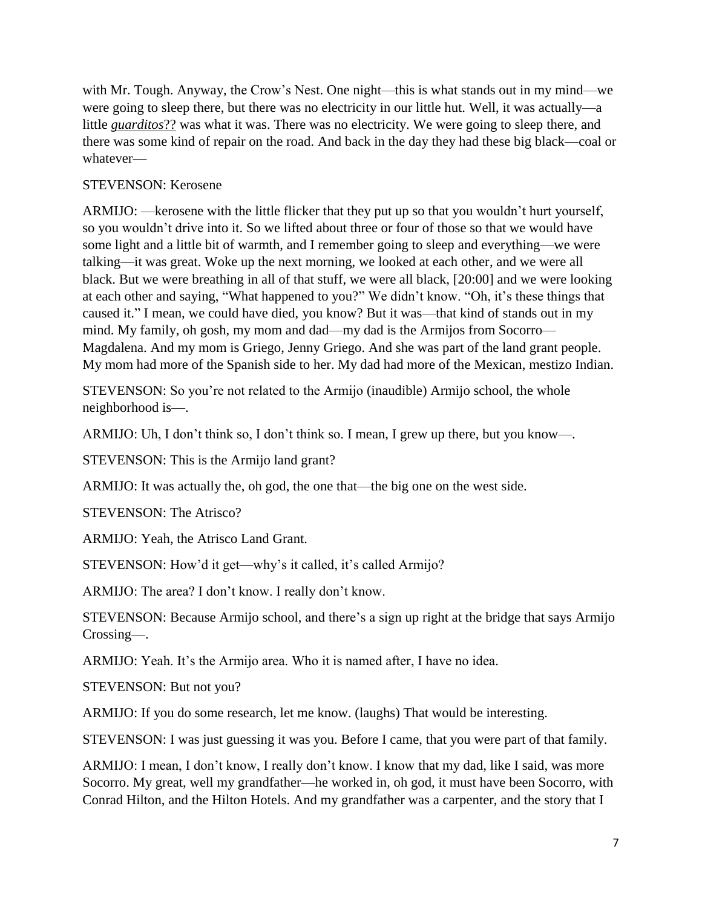with Mr. Tough. Anyway, the Crow's Nest. One night—this is what stands out in my mind—we were going to sleep there, but there was no electricity in our little hut. Well, it was actually—a little ***guarditos***?? was what it was. There was no electricity. We were going to sleep there, and there was some kind of repair on the road. And back in the day they had these big black—coal or whatever—

STEVENSON: Kerosene

ARMIJO: —kerosene with the little flicker that they put up so that you wouldn't hurt yourself, so you wouldn't drive into it. So we lifted about three or four of those so that we would have some light and a little bit of warmth, and I remember going to sleep and everything—we were talking—it was great. Woke up the next morning, we looked at each other, and we were all black. But we were breathing in all of that stuff, we were all black, [20:00] and we were looking at each other and saying, "What happened to you?" We didn't know. "Oh, it's these things that caused it." I mean, we could have died, you know? But it was—that kind of stands out in my mind. My family, oh gosh, my mom and dad—my dad is the Armijos from Socorro—Magdalena. And my mom is Griego, Jenny Griego. And she was part of the land grant people. My mom had more of the Spanish side to her. My dad had more of the Mexican, mestizo Indian.

STEVENSON: So you're not related to the Armijo (inaudible) Armijo school, the whole neighborhood is—.

ARMIJO: Uh, I don't think so, I don't think so. I mean, I grew up there, but you know—.

STEVENSON: This is the Armijo land grant?

ARMIJO: It was actually the, oh god, the one that—the big one on the west side.

STEVENSON: The Atrisco?

ARMIJO: Yeah, the Atrisco Land Grant.

STEVENSON: How'd it get—why's it called, it's called Armijo?

ARMIJO: The area? I don't know. I really don't know.

STEVENSON: Because Armijo school, and there's a sign up right at the bridge that says Armijo Crossing—.

ARMIJO: Yeah. It's the Armijo area. Who it is named after, I have no idea.

STEVENSON: But not you?

ARMIJO: If you do some research, let me know. (laughs) That would be interesting.

STEVENSON: I was just guessing it was you. Before I came, that you were part of that family.

ARMIJO: I mean, I don't know, I really don't know. I know that my dad, like I said, was more Socorro. My great, well my grandfather—he worked in, oh god, it must have been Socorro, with Conrad Hilton, and the Hilton Hotels. And my grandfather was a carpenter, and the story that I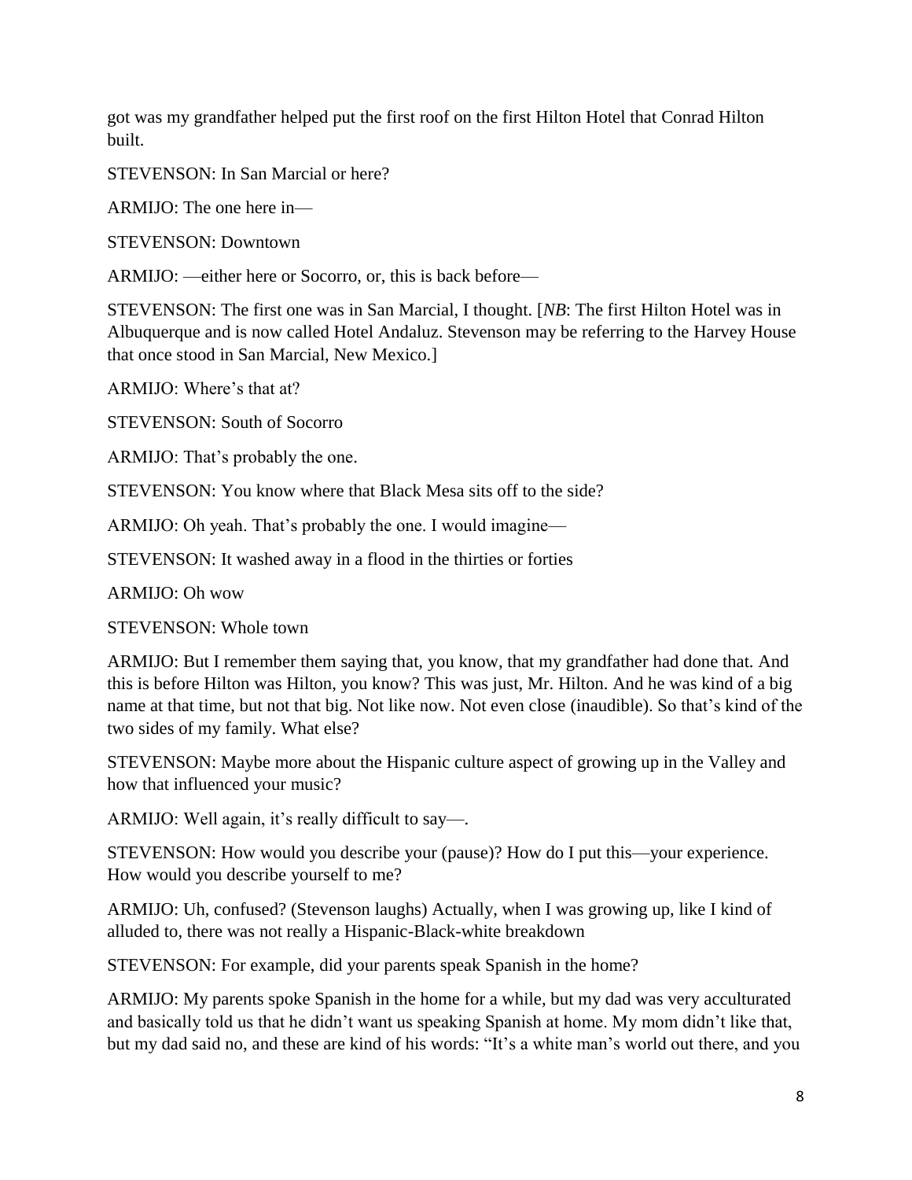got was my grandfather helped put the first roof on the first Hilton Hotel that Conrad Hilton built.

STEVENSON: In San Marcial or here?

ARMIJO: The one here in—

STEVENSON: Downtown

ARMIJO: —either here or Socorro, or, this is back before—

STEVENSON: The first one was in San Marcial, I thought. [*NB*: The first Hilton Hotel was in Albuquerque and is now called Hotel Andaluz. Stevenson may be referring to the Harvey House that once stood in San Marcial, New Mexico.]

ARMIJO: Where's that at?

STEVENSON: South of Socorro

ARMIJO: That's probably the one.

STEVENSON: You know where that Black Mesa sits off to the side?

ARMIJO: Oh yeah. That's probably the one. I would imagine—

STEVENSON: It washed away in a flood in the thirties or forties

ARMIJO: Oh wow

STEVENSON: Whole town

ARMIJO: But I remember them saying that, you know, that my grandfather had done that. And this is before Hilton was Hilton, you know? This was just, Mr. Hilton. And he was kind of a big name at that time, but not that big. Not like now. Not even close (inaudible). So that's kind of the two sides of my family. What else?

STEVENSON: Maybe more about the Hispanic culture aspect of growing up in the Valley and how that influenced your music?

ARMIJO: Well again, it's really difficult to say—.

STEVENSON: How would you describe your (pause)? How do I put this—your experience. How would you describe yourself to me?

ARMIJO: Uh, confused? (Stevenson laughs) Actually, when I was growing up, like I kind of alluded to, there was not really a Hispanic-Black-white breakdown

STEVENSON: For example, did your parents speak Spanish in the home?

ARMIJO: My parents spoke Spanish in the home for a while, but my dad was very acculturated and basically told us that he didn't want us speaking Spanish at home. My mom didn't like that, but my dad said no, and these are kind of his words: "It's a white man's world out there, and you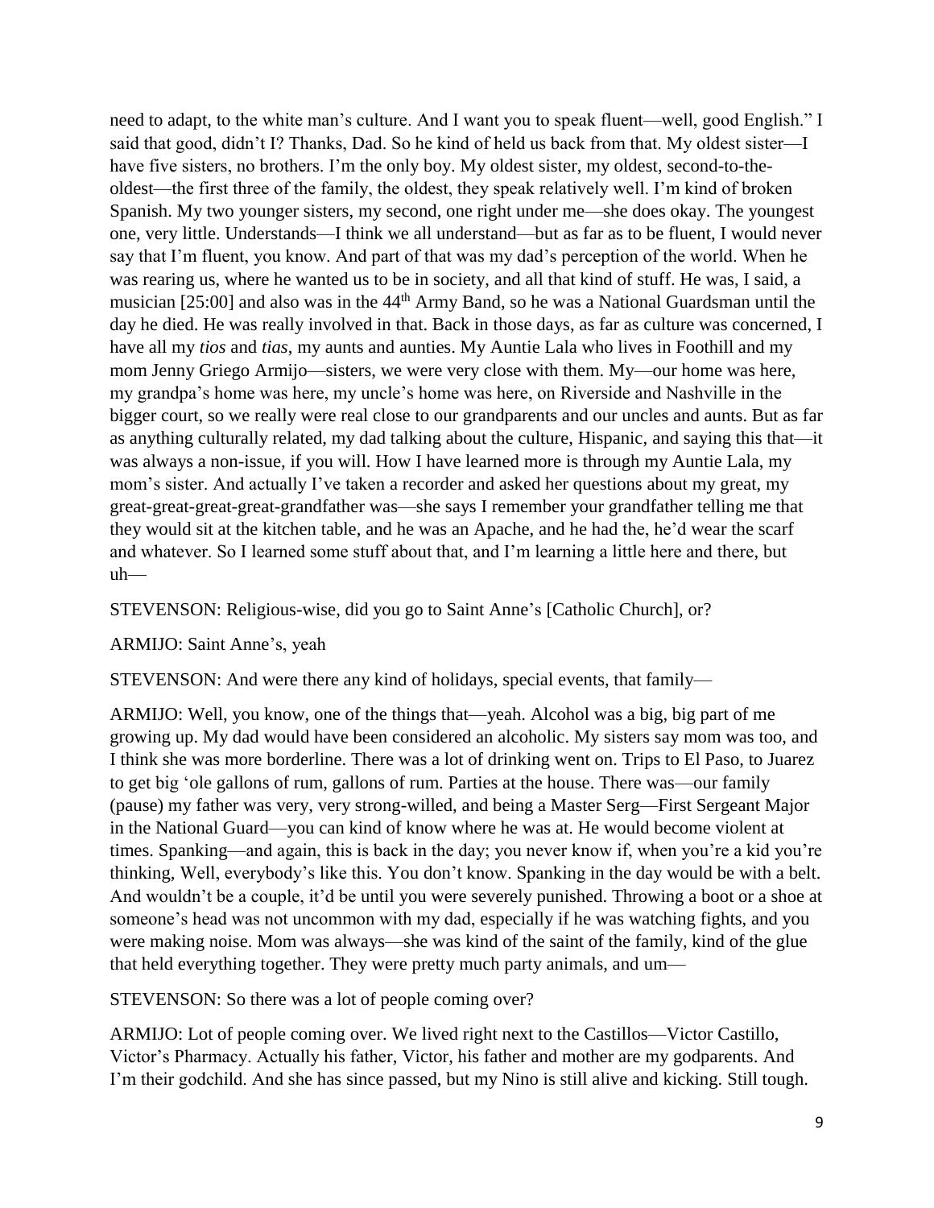need to adapt, to the white man's culture. And I want you to speak fluent—well, good English." I said that good, didn't I? Thanks, Dad. So he kind of held us back from that. My oldest sister—I have five sisters, no brothers. I'm the only boy. My oldest sister, my oldest, second-to-the-oldest—the first three of the family, the oldest, they speak relatively well. I'm kind of broken Spanish. My two younger sisters, my second, one right under me—she does okay. The youngest one, very little. Understands—I think we all understand—but as far as to be fluent, I would never say that I'm fluent, you know. And part of that was my dad's perception of the world. When he was rearing us, where he wanted us to be in society, and all that kind of stuff. He was, I said, a musician [25:00] and also was in the 44th Army Band, so he was a National Guardsman until the day he died. He was really involved in that. Back in those days, as far as culture was concerned, I have all my *tios* and *tias*, my aunts and aunties. My Auntie Lala who lives in Foothill and my mom Jenny Griego Armijo—sisters, we were very close with them. My—our home was here, my grandpa's home was here, my uncle's home was here, on Riverside and Nashville in the bigger court, so we really were real close to our grandparents and our uncles and aunts. But as far as anything culturally related, my dad talking about the culture, Hispanic, and saying this that—it was always a non-issue, if you will. How I have learned more is through my Auntie Lala, my mom's sister. And actually I've taken a recorder and asked her questions about my great, my great-great-great-great-grandfather was—she says I remember your grandfather telling me that they would sit at the kitchen table, and he was an Apache, and he had the, he'd wear the scarf and whatever. So I learned some stuff about that, and I'm learning a little here and there, but uh—

STEVENSON: Religious-wise, did you go to Saint Anne's [Catholic Church], or?

ARMIJO: Saint Anne's, yeah

STEVENSON: And were there any kind of holidays, special events, that family—

ARMIJO: Well, you know, one of the things that—yeah. Alcohol was a big, big part of me growing up. My dad would have been considered an alcoholic. My sisters say mom was too, and I think she was more borderline. There was a lot of drinking went on. Trips to El Paso, to Juarez to get big 'ole gallons of rum, gallons of rum. Parties at the house. There was—our family (pause) my father was very, very strong-willed, and being a Master Serg—First Sergeant Major in the National Guard—you can kind of know where he was at. He would become violent at times. Spanking—and again, this is back in the day; you never know if, when you're a kid you're thinking, Well, everybody's like this. You don't know. Spanking in the day would be with a belt. And wouldn't be a couple, it'd be until you were severely punished. Throwing a boot or a shoe at someone's head was not uncommon with my dad, especially if he was watching fights, and you were making noise. Mom was always—she was kind of the saint of the family, kind of the glue that held everything together. They were pretty much party animals, and um—

STEVENSON: So there was a lot of people coming over?

ARMIJO: Lot of people coming over. We lived right next to the Castillos—Victor Castillo, Victor's Pharmacy. Actually his father, Victor, his father and mother are my godparents. And I'm their godchild. And she has since passed, but my Nino is still alive and kicking. Still tough.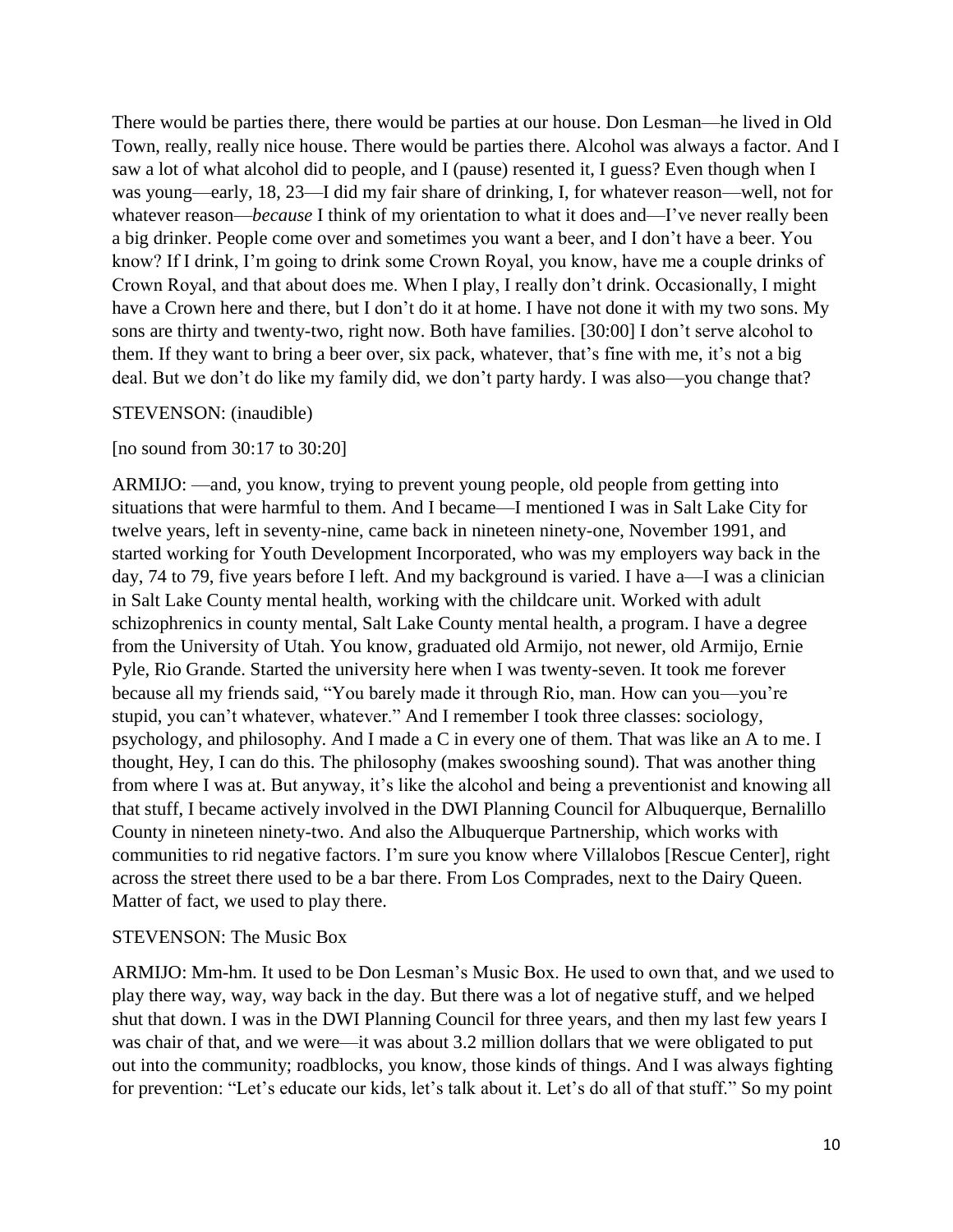There would be parties there, there would be parties at our house. Don Lesman—he lived in Old Town, really, really nice house. There would be parties there. Alcohol was always a factor. And I saw a lot of what alcohol did to people, and I (pause) resented it, I guess? Even though when I was young—early, 18, 23—I did my fair share of drinking, I, for whatever reason—well, not for whatever reason—*because* I think of my orientation to what it does and—I've never really been a big drinker. People come over and sometimes you want a beer, and I don't have a beer. You know? If I drink, I'm going to drink some Crown Royal, you know, have me a couple drinks of Crown Royal, and that about does me. When I play, I really don't drink. Occasionally, I might have a Crown here and there, but I don't do it at home. I have not done it with my two sons. My sons are thirty and twenty-two, right now. Both have families. [30:00] I don't serve alcohol to them. If they want to bring a beer over, six pack, whatever, that's fine with me, it's not a big deal. But we don't do like my family did, we don't party hardy. I was also—you change that?

STEVENSON: (inaudible)

[no sound from 30:17 to 30:20]

ARMIJO: —and, you know, trying to prevent young people, old people from getting into situations that were harmful to them. And I became—I mentioned I was in Salt Lake City for twelve years, left in seventy-nine, came back in nineteen ninety-one, November 1991, and started working for Youth Development Incorporated, who was my employers way back in the day, 74 to 79, five years before I left. And my background is varied. I have a—I was a clinician in Salt Lake County mental health, working with the childcare unit. Worked with adult schizophrenics in county mental, Salt Lake County mental health, a program. I have a degree from the University of Utah. You know, graduated old Armijo, not newer, old Armijo, Ernie Pyle, Rio Grande. Started the university here when I was twenty-seven. It took me forever because all my friends said, "You barely made it through Rio, man. How can you—you're stupid, you can't whatever, whatever." And I remember I took three classes: sociology, psychology, and philosophy. And I made a C in every one of them. That was like an A to me. I thought, Hey, I can do this. The philosophy (makes swooshing sound). That was another thing from where I was at. But anyway, it's like the alcohol and being a preventionist and knowing all that stuff, I became actively involved in the DWI Planning Council for Albuquerque, Bernalillo County in nineteen ninety-two. And also the Albuquerque Partnership, which works with communities to rid negative factors. I'm sure you know where Villalobos [Rescue Center], right across the street there used to be a bar there. From Los Comprades, next to the Dairy Queen. Matter of fact, we used to play there.

STEVENSON: The Music Box

ARMIJO: Mm-hm. It used to be Don Lesman's Music Box. He used to own that, and we used to play there way, way, way back in the day. But there was a lot of negative stuff, and we helped shut that down. I was in the DWI Planning Council for three years, and then my last few years I was chair of that, and we were—it was about 3.2 million dollars that we were obligated to put out into the community; roadblocks, you know, those kinds of things. And I was always fighting for prevention: "Let's educate our kids, let's talk about it. Let's do all of that stuff." So my point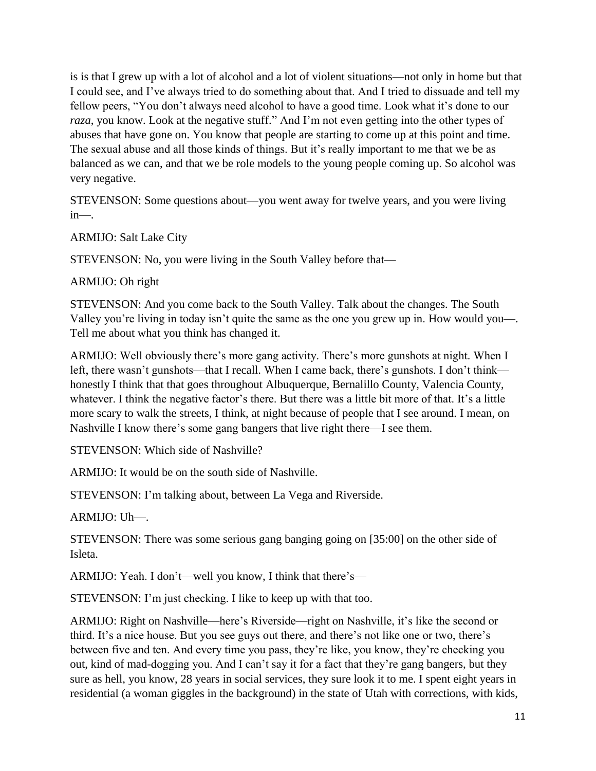is is that I grew up with a lot of alcohol and a lot of violent situations—not only in home but that I could see, and I've always tried to do something about that. And I tried to dissuade and tell my fellow peers, "You don't always need alcohol to have a good time. Look what it's done to our *raza*, you know. Look at the negative stuff." And I'm not even getting into the other types of abuses that have gone on. You know that people are starting to come up at this point and time. The sexual abuse and all those kinds of things. But it's really important to me that we be as balanced as we can, and that we be role models to the young people coming up. So alcohol was very negative.

STEVENSON: Some questions about—you went away for twelve years, and you were living in—.

ARMIJO: Salt Lake City

STEVENSON: No, you were living in the South Valley before that—

ARMIJO: Oh right

STEVENSON: And you come back to the South Valley. Talk about the changes. The South Valley you're living in today isn't quite the same as the one you grew up in. How would you—. Tell me about what you think has changed it.

ARMIJO: Well obviously there's more gang activity. There's more gunshots at night. When I left, there wasn't gunshots—that I recall. When I came back, there's gunshots. I don't think—honestly I think that that goes throughout Albuquerque, Bernalillo County, Valencia County, whatever. I think the negative factor's there. But there was a little bit more of that. It's a little more scary to walk the streets, I think, at night because of people that I see around. I mean, on Nashville I know there's some gang bangers that live right there—I see them.

STEVENSON: Which side of Nashville?

ARMIJO: It would be on the south side of Nashville.

STEVENSON: I'm talking about, between La Vega and Riverside.

ARMIJO: Uh—.

STEVENSON: There was some serious gang banging going on [35:00] on the other side of Isleta.

ARMIJO: Yeah. I don't—well you know, I think that there's—

STEVENSON: I'm just checking. I like to keep up with that too.

ARMIJO: Right on Nashville—here's Riverside—right on Nashville, it's like the second or third. It's a nice house. But you see guys out there, and there's not like one or two, there's between five and ten. And every time you pass, they're like, you know, they're checking you out, kind of mad-dogging you. And I can't say it for a fact that they're gang bangers, but they sure as hell, you know, 28 years in social services, they sure look it to me. I spent eight years in residential (a woman giggles in the background) in the state of Utah with corrections, with kids,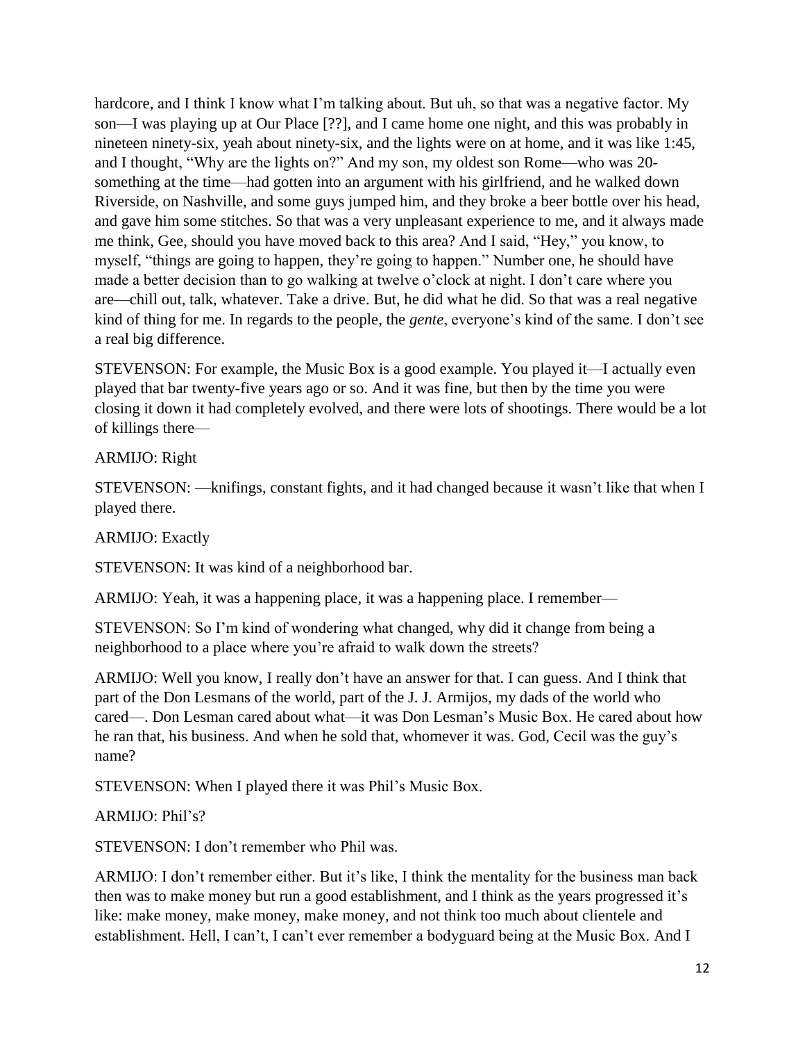hardcore, and I think I know what I'm talking about. But uh, so that was a negative factor. My son—I was playing up at Our Place [??], and I came home one night, and this was probably in nineteen ninety-six, yeah about ninety-six, and the lights were on at home, and it was like 1:45, and I thought, "Why are the lights on?" And my son, my oldest son Rome—who was 20-something at the time—had gotten into an argument with his girlfriend, and he walked down Riverside, on Nashville, and some guys jumped him, and they broke a beer bottle over his head, and gave him some stitches. So that was a very unpleasant experience to me, and it always made me think, Gee, should you have moved back to this area? And I said, "Hey," you know, to myself, "things are going to happen, they're going to happen." Number one, he should have made a better decision than to go walking at twelve o'clock at night. I don't care where you are—chill out, talk, whatever. Take a drive. But, he did what he did. So that was a real negative kind of thing for me. In regards to the people, the *gente*, everyone's kind of the same. I don't see a real big difference.

STEVENSON: For example, the Music Box is a good example. You played it—I actually even played that bar twenty-five years ago or so. And it was fine, but then by the time you were closing it down it had completely evolved, and there were lots of shootings. There would be a lot of killings there—

ARMIJO: Right

STEVENSON: —knifings, constant fights, and it had changed because it wasn't like that when I played there.

ARMIJO: Exactly

STEVENSON: It was kind of a neighborhood bar.

ARMIJO: Yeah, it was a happening place, it was a happening place. I remember—

STEVENSON: So I'm kind of wondering what changed, why did it change from being a neighborhood to a place where you're afraid to walk down the streets?

ARMIJO: Well you know, I really don't have an answer for that. I can guess. And I think that part of the Don Lesmans of the world, part of the J. J. Armijos, my dads of the world who cared—. Don Lesman cared about what—it was Don Lesman's Music Box. He cared about how he ran that, his business. And when he sold that, whomever it was. God, Cecil was the guy's name?

STEVENSON: When I played there it was Phil's Music Box.

ARMIJO: Phil's?

STEVENSON: I don't remember who Phil was.

ARMIJO: I don't remember either. But it's like, I think the mentality for the business man back then was to make money but run a good establishment, and I think as the years progressed it's like: make money, make money, make money, and not think too much about clientele and establishment. Hell, I can't, I can't ever remember a bodyguard being at the Music Box. And I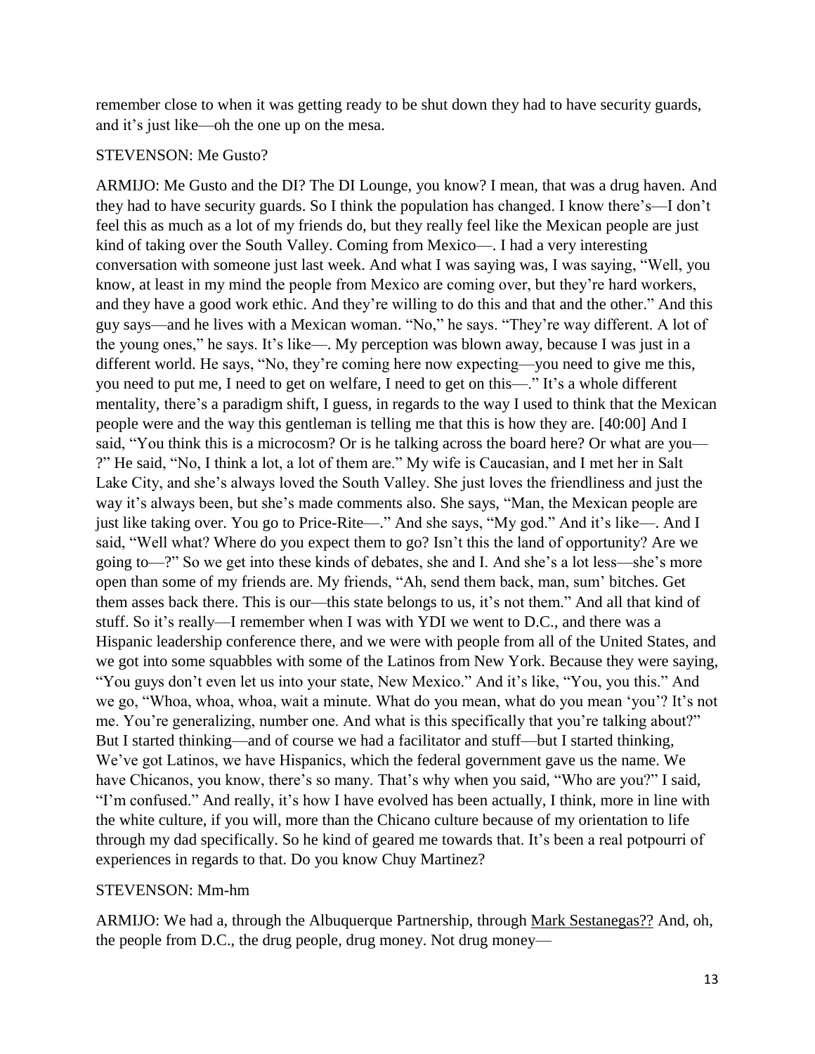remember close to when it was getting ready to be shut down they had to have security guards, and it's just like—oh the one up on the mesa.

STEVENSON: Me Gusto?

ARMIJO: Me Gusto and the DI? The DI Lounge, you know? I mean, that was a drug haven. And they had to have security guards. So I think the population has changed. I know there's—I don't feel this as much as a lot of my friends do, but they really feel like the Mexican people are just kind of taking over the South Valley. Coming from Mexico—. I had a very interesting conversation with someone just last week. And what I was saying was, I was saying, "Well, you know, at least in my mind the people from Mexico are coming over, but they're hard workers, and they have a good work ethic. And they're willing to do this and that and the other." And this guy says—and he lives with a Mexican woman. "No," he says. "They're way different. A lot of the young ones," he says. It's like—. My perception was blown away, because I was just in a different world. He says, "No, they're coming here now expecting—you need to give me this, you need to put me, I need to get on welfare, I need to get on this—." It's a whole different mentality, there's a paradigm shift, I guess, in regards to the way I used to think that the Mexican people were and the way this gentleman is telling me that this is how they are. [40:00] And I said, "You think this is a microcosm? Or is he talking across the board here? Or what are you—?" He said, "No, I think a lot, a lot of them are." My wife is Caucasian, and I met her in Salt Lake City, and she's always loved the South Valley. She just loves the friendliness and just the way it's always been, but she's made comments also. She says, "Man, the Mexican people are just like taking over. You go to Price-Rite—." And she says, "My god." And it's like—. And I said, "Well what? Where do you expect them to go? Isn't this the land of opportunity? Are we going to—?" So we get into these kinds of debates, she and I. And she's a lot less—she's more open than some of my friends are. My friends, "Ah, send them back, man, sum' bitches. Get them asses back there. This is our—this state belongs to us, it's not them." And all that kind of stuff. So it's really—I remember when I was with YDI we went to D.C., and there was a Hispanic leadership conference there, and we were with people from all of the United States, and we got into some squabbles with some of the Latinos from New York. Because they were saying, "You guys don't even let us into your state, New Mexico." And it's like, "You, you this." And we go, "Whoa, whoa, whoa, wait a minute. What do you mean, what do you mean 'you'? It's not me. You're generalizing, number one. And what is this specifically that you're talking about?" But I started thinking—and of course we had a facilitator and stuff—but I started thinking, We've got Latinos, we have Hispanics, which the federal government gave us the name. We have Chicanos, you know, there's so many. That's why when you said, "Who are you?" I said, "I'm confused." And really, it's how I have evolved has been actually, I think, more in line with the white culture, if you will, more than the Chicano culture because of my orientation to life through my dad specifically. So he kind of geared me towards that. It's been a real potpourri of experiences in regards to that. Do you know Chuy Martinez?

STEVENSON: Mm-hm

ARMIJO: We had a, through the Albuquerque Partnership, through Mark Sestanegas?? And, oh, the people from D.C., the drug people, drug money. Not drug money—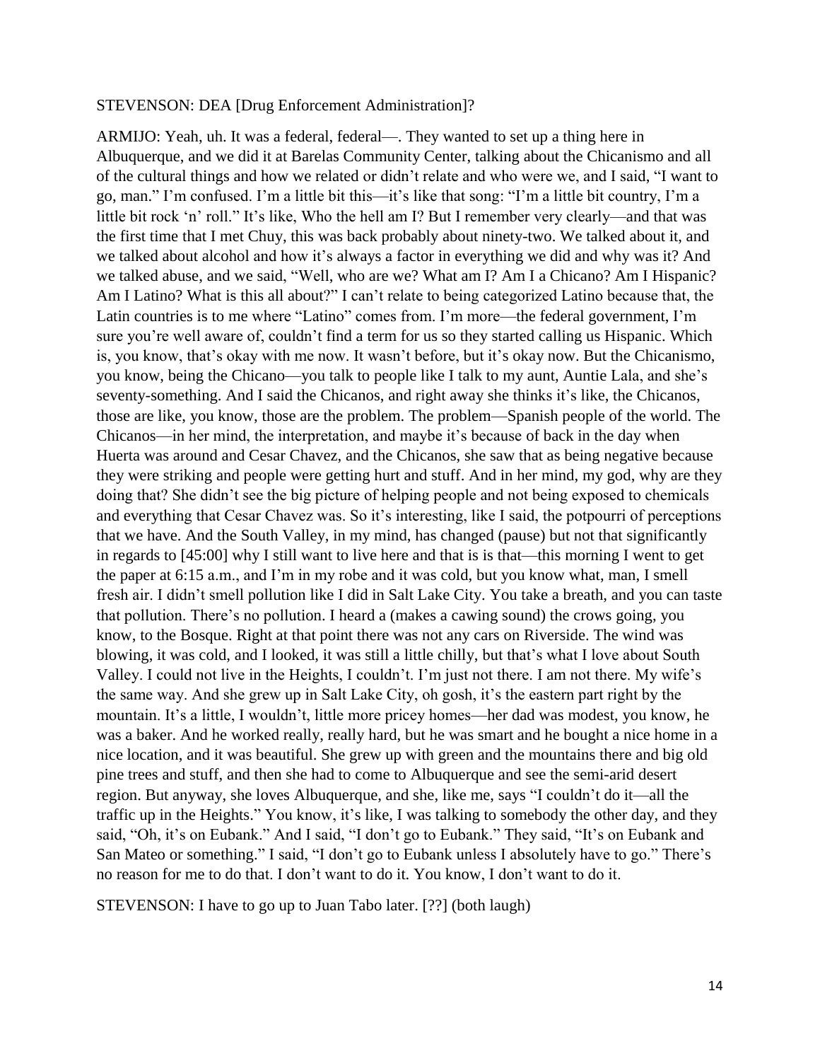STEVENSON: DEA [Drug Enforcement Administration]?

ARMIJO: Yeah, uh. It was a federal, federal—. They wanted to set up a thing here in Albuquerque, and we did it at Barelas Community Center, talking about the Chicanismo and all of the cultural things and how we related or didn't relate and who were we, and I said, "I want to go, man." I'm confused. I'm a little bit this—it's like that song: "I'm a little bit country, I'm a little bit rock 'n' roll." It's like, Who the hell am I? But I remember very clearly—and that was the first time that I met Chuy, this was back probably about ninety-two. We talked about it, and we talked about alcohol and how it's always a factor in everything we did and why was it? And we talked abuse, and we said, "Well, who are we? What am I? Am I a Chicano? Am I Hispanic? Am I Latino? What is this all about?" I can't relate to being categorized Latino because that, the Latin countries is to me where "Latino" comes from. I'm more—the federal government, I'm sure you're well aware of, couldn't find a term for us so they started calling us Hispanic. Which is, you know, that's okay with me now. It wasn't before, but it's okay now. But the Chicanismo, you know, being the Chicano—you talk to people like I talk to my aunt, Auntie Lala, and she's seventy-something. And I said the Chicanos, and right away she thinks it's like, the Chicanos, those are like, you know, those are the problem. The problem—Spanish people of the world. The Chicanos—in her mind, the interpretation, and maybe it's because of back in the day when Huerta was around and Cesar Chavez, and the Chicanos, she saw that as being negative because they were striking and people were getting hurt and stuff. And in her mind, my god, why are they doing that? She didn't see the big picture of helping people and not being exposed to chemicals and everything that Cesar Chavez was. So it's interesting, like I said, the potpourri of perceptions that we have. And the South Valley, in my mind, has changed (pause) but not that significantly in regards to [45:00] why I still want to live here and that is is that—this morning I went to get the paper at 6:15 a.m., and I'm in my robe and it was cold, but you know what, man, I smell fresh air. I didn't smell pollution like I did in Salt Lake City. You take a breath, and you can taste that pollution. There's no pollution. I heard a (makes a cawing sound) the crows going, you know, to the Bosque. Right at that point there was not any cars on Riverside. The wind was blowing, it was cold, and I looked, it was still a little chilly, but that's what I love about South Valley. I could not live in the Heights, I couldn't. I'm just not there. I am not there. My wife's the same way. And she grew up in Salt Lake City, oh gosh, it's the eastern part right by the mountain. It's a little, I wouldn't, little more pricey homes—her dad was modest, you know, he was a baker. And he worked really, really hard, but he was smart and he bought a nice home in a nice location, and it was beautiful. She grew up with green and the mountains there and big old pine trees and stuff, and then she had to come to Albuquerque and see the semi-arid desert region. But anyway, she loves Albuquerque, and she, like me, says "I couldn't do it—all the traffic up in the Heights." You know, it's like, I was talking to somebody the other day, and they said, "Oh, it's on Eubank." And I said, "I don't go to Eubank." They said, "It's on Eubank and San Mateo or something." I said, "I don't go to Eubank unless I absolutely have to go." There's no reason for me to do that. I don't want to do it. You know, I don't want to do it.

STEVENSON: I have to go up to Juan Tabo later. [??] (both laugh)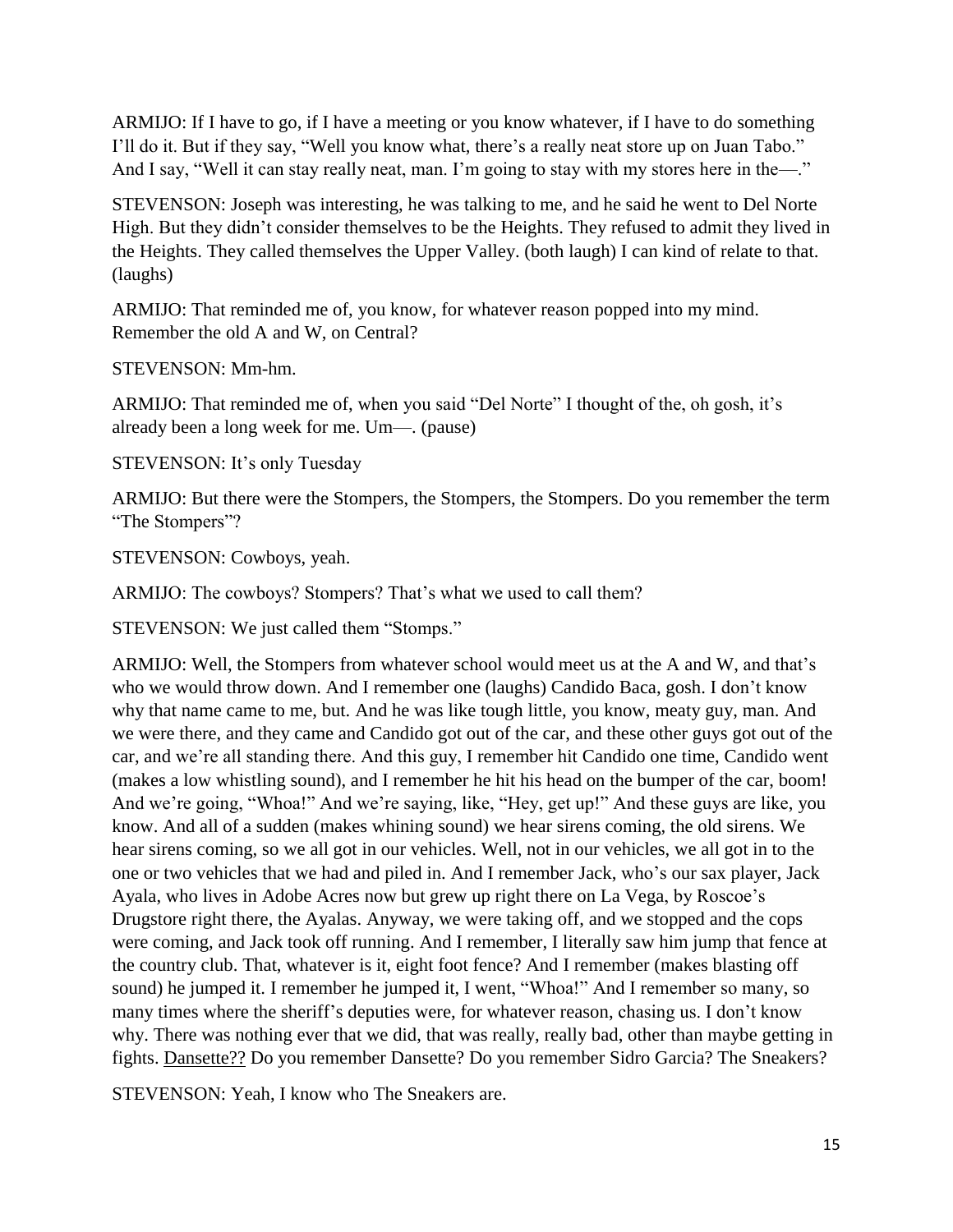ARMIJO: If I have to go, if I have a meeting or you know whatever, if I have to do something I'll do it. But if they say, "Well you know what, there's a really neat store up on Juan Tabo." And I say, "Well it can stay really neat, man. I'm going to stay with my stores here in the—."

STEVENSON: Joseph was interesting, he was talking to me, and he said he went to Del Norte High. But they didn't consider themselves to be the Heights. They refused to admit they lived in the Heights. They called themselves the Upper Valley. (both laugh) I can kind of relate to that. (laughs)

ARMIJO: That reminded me of, you know, for whatever reason popped into my mind. Remember the old A and W, on Central?

STEVENSON: Mm-hm.

ARMIJO: That reminded me of, when you said "Del Norte" I thought of the, oh gosh, it's already been a long week for me. Um—. (pause)

STEVENSON: It's only Tuesday

ARMIJO: But there were the Stompers, the Stompers, the Stompers. Do you remember the term "The Stompers"?

STEVENSON: Cowboys, yeah.

ARMIJO: The cowboys? Stompers? That's what we used to call them?

STEVENSON: We just called them "Stomps."

ARMIJO: Well, the Stompers from whatever school would meet us at the A and W, and that's who we would throw down. And I remember one (laughs) Candido Baca, gosh. I don't know why that name came to me, but. And he was like tough little, you know, meaty guy, man. And we were there, and they came and Candido got out of the car, and these other guys got out of the car, and we're all standing there. And this guy, I remember hit Candido one time, Candido went (makes a low whistling sound), and I remember he hit his head on the bumper of the car, boom! And we're going, "Whoa!" And we're saying, like, "Hey, get up!" And these guys are like, you know. And all of a sudden (makes whining sound) we hear sirens coming, the old sirens. We hear sirens coming, so we all got in our vehicles. Well, not in our vehicles, we all got in to the one or two vehicles that we had and piled in. And I remember Jack, who's our sax player, Jack Ayala, who lives in Adobe Acres now but grew up right there on La Vega, by Roscoe's Drugstore right there, the Ayalas. Anyway, we were taking off, and we stopped and the cops were coming, and Jack took off running. And I remember, I literally saw him jump that fence at the country club. That, whatever is it, eight foot fence? And I remember (makes blasting off sound) he jumped it. I remember he jumped it, I went, "Whoa!" And I remember so many, so many times where the sheriff's deputies were, for whatever reason, chasing us. I don't know why. There was nothing ever that we did, that was really, really bad, other than maybe getting in fights. Dansette?? Do you remember Dansette? Do you remember Sidro Garcia? The Sneakers?

STEVENSON: Yeah, I know who The Sneakers are.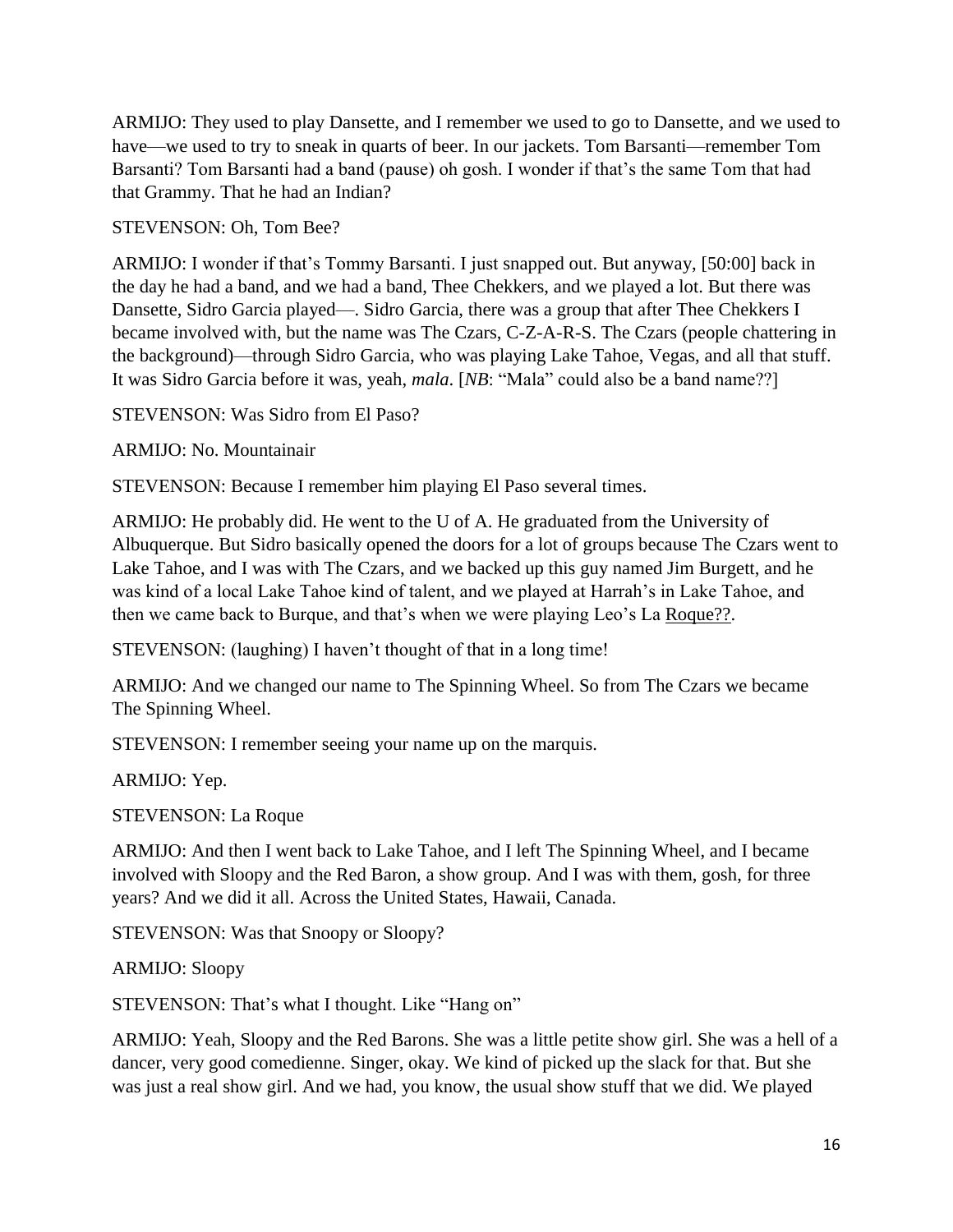ARMIJO: They used to play Dansette, and I remember we used to go to Dansette, and we used to have—we used to try to sneak in quarts of beer. In our jackets. Tom Barsanti—remember Tom Barsanti? Tom Barsanti had a band (pause) oh gosh. I wonder if that's the same Tom that had that Grammy. That he had an Indian?

STEVENSON: Oh, Tom Bee?

ARMIJO: I wonder if that's Tommy Barsanti. I just snapped out. But anyway, [50:00] back in the day he had a band, and we had a band, Thee Chekkers, and we played a lot. But there was Dansette, Sidro Garcia played—. Sidro Garcia, there was a group that after Thee Chekkers I became involved with, but the name was The Czars, C-Z-A-R-S. The Czars (people chattering in the background)—through Sidro Garcia, who was playing Lake Tahoe, Vegas, and all that stuff. It was Sidro Garcia before it was, yeah, *mala*. [*NB*: "Mala" could also be a band name??]

STEVENSON: Was Sidro from El Paso?

ARMIJO: No. Mountainair

STEVENSON: Because I remember him playing El Paso several times.

ARMIJO: He probably did. He went to the U of A. He graduated from the University of Albuquerque. But Sidro basically opened the doors for a lot of groups because The Czars went to Lake Tahoe, and I was with The Czars, and we backed up this guy named Jim Burgett, and he was kind of a local Lake Tahoe kind of talent, and we played at Harrah's in Lake Tahoe, and then we came back to Burque, and that's when we were playing Leo's La <u>Roque??</u>.

STEVENSON: (laughing) I haven't thought of that in a long time!

ARMIJO: And we changed our name to The Spinning Wheel. So from The Czars we became The Spinning Wheel.

STEVENSON: I remember seeing your name up on the marquis.

ARMIJO: Yep.

STEVENSON: La Roque

ARMIJO: And then I went back to Lake Tahoe, and I left The Spinning Wheel, and I became involved with Sloopy and the Red Baron, a show group. And I was with them, gosh, for three years? And we did it all. Across the United States, Hawaii, Canada.

STEVENSON: Was that Snoopy or Sloopy?

ARMIJO: Sloopy

STEVENSON: That's what I thought. Like "Hang on"

ARMIJO: Yeah, Sloopy and the Red Barons. She was a little petite show girl. She was a hell of a dancer, very good comedienne. Singer, okay. We kind of picked up the slack for that. But she was just a real show girl. And we had, you know, the usual show stuff that we did. We played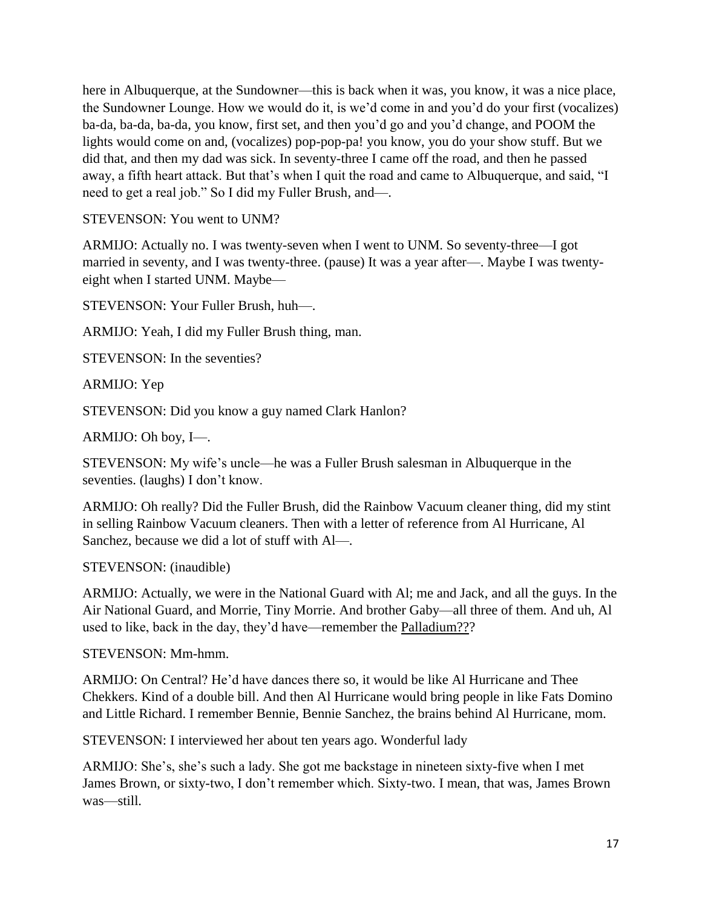here in Albuquerque, at the Sundowner—this is back when it was, you know, it was a nice place, the Sundowner Lounge. How we would do it, is we'd come in and you'd do your first (vocalizes) ba-da, ba-da, ba-da, you know, first set, and then you'd go and you'd change, and POOM the lights would come on and, (vocalizes) pop-pop-pa! you know, you do your show stuff. But we did that, and then my dad was sick. In seventy-three I came off the road, and then he passed away, a fifth heart attack. But that's when I quit the road and came to Albuquerque, and said, "I need to get a real job." So I did my Fuller Brush, and—.

STEVENSON: You went to UNM?

ARMIJO: Actually no. I was twenty-seven when I went to UNM. So seventy-three—I got married in seventy, and I was twenty-three. (pause) It was a year after—. Maybe I was twenty-eight when I started UNM. Maybe—

STEVENSON: Your Fuller Brush, huh—.

ARMIJO: Yeah, I did my Fuller Brush thing, man.

STEVENSON: In the seventies?

ARMIJO: Yep

STEVENSON: Did you know a guy named Clark Hanlon?

ARMIJO: Oh boy, I—.

STEVENSON: My wife's uncle—he was a Fuller Brush salesman in Albuquerque in the seventies. (laughs) I don't know.

ARMIJO: Oh really? Did the Fuller Brush, did the Rainbow Vacuum cleaner thing, did my stint in selling Rainbow Vacuum cleaners. Then with a letter of reference from Al Hurricane, Al Sanchez, because we did a lot of stuff with Al—.

STEVENSON: (inaudible)

ARMIJO: Actually, we were in the National Guard with Al; me and Jack, and all the guys. In the Air National Guard, and Morrie, Tiny Morrie. And brother Gaby—all three of them. And uh, Al used to like, back in the day, they'd have—remember the Palladium???

STEVENSON: Mm-hmm.

ARMIJO: On Central? He'd have dances there so, it would be like Al Hurricane and Thee Chekkers. Kind of a double bill. And then Al Hurricane would bring people in like Fats Domino and Little Richard. I remember Bennie, Bennie Sanchez, the brains behind Al Hurricane, mom.

STEVENSON: I interviewed her about ten years ago. Wonderful lady

ARMIJO: She's, she's such a lady. She got me backstage in nineteen sixty-five when I met James Brown, or sixty-two, I don't remember which. Sixty-two. I mean, that was, James Brown was—still.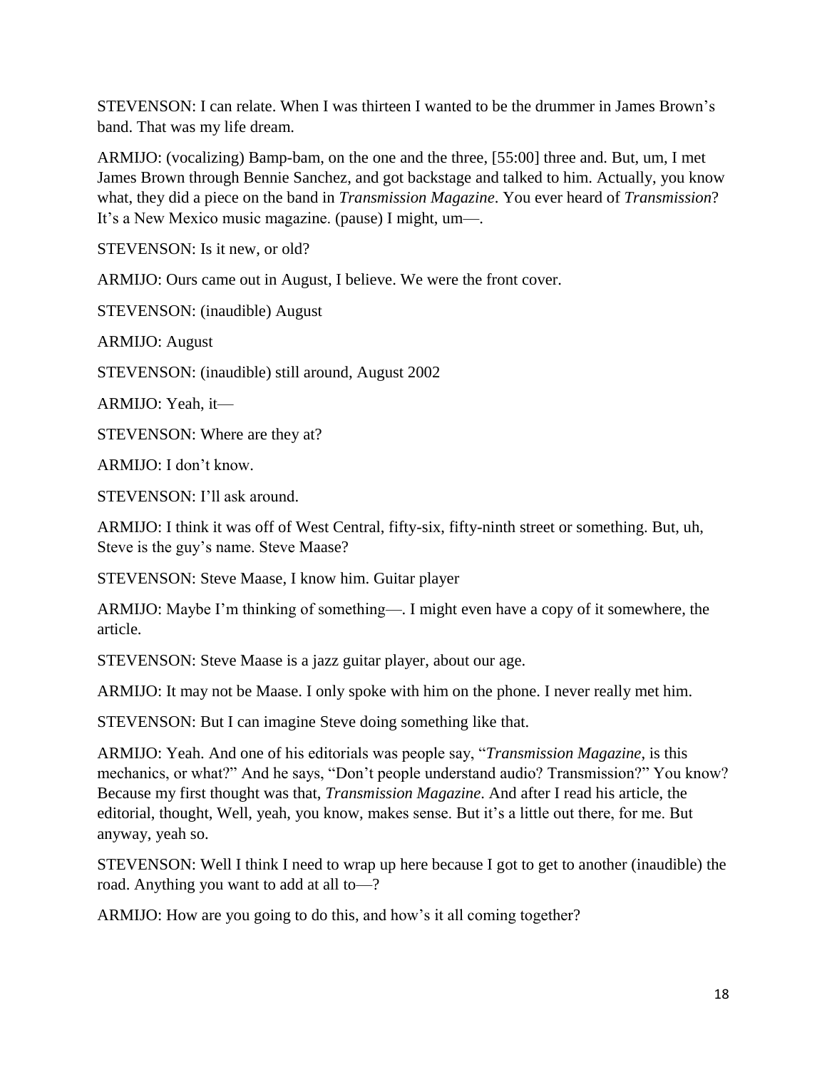STEVENSON: I can relate. When I was thirteen I wanted to be the drummer in James Brown's band. That was my life dream.

ARMIJO: (vocalizing) Bamp-bam, on the one and the three, [55:00] three and. But, um, I met James Brown through Bennie Sanchez, and got backstage and talked to him. Actually, you know what, they did a piece on the band in *Transmission Magazine*. You ever heard of *Transmission*? It's a New Mexico music magazine. (pause) I might, um—.

STEVENSON: Is it new, or old?

ARMIJO: Ours came out in August, I believe. We were the front cover.

STEVENSON: (inaudible) August

ARMIJO: August

STEVENSON: (inaudible) still around, August 2002

ARMIJO: Yeah, it—

STEVENSON: Where are they at?

ARMIJO: I don't know.

STEVENSON: I'll ask around.

ARMIJO: I think it was off of West Central, fifty-six, fifty-ninth street or something. But, uh, Steve is the guy's name. Steve Maase?

STEVENSON: Steve Maase, I know him. Guitar player

ARMIJO: Maybe I'm thinking of something—. I might even have a copy of it somewhere, the article.

STEVENSON: Steve Maase is a jazz guitar player, about our age.

ARMIJO: It may not be Maase. I only spoke with him on the phone. I never really met him.

STEVENSON: But I can imagine Steve doing something like that.

ARMIJO: Yeah. And one of his editorials was people say, "*Transmission Magazine*, is this mechanics, or what?" And he says, "Don't people understand audio? Transmission?" You know? Because my first thought was that, *Transmission Magazine*. And after I read his article, the editorial, thought, Well, yeah, you know, makes sense. But it's a little out there, for me. But anyway, yeah so.

STEVENSON: Well I think I need to wrap up here because I got to get to another (inaudible) the road. Anything you want to add at all to—?

ARMIJO: How are you going to do this, and how's it all coming together?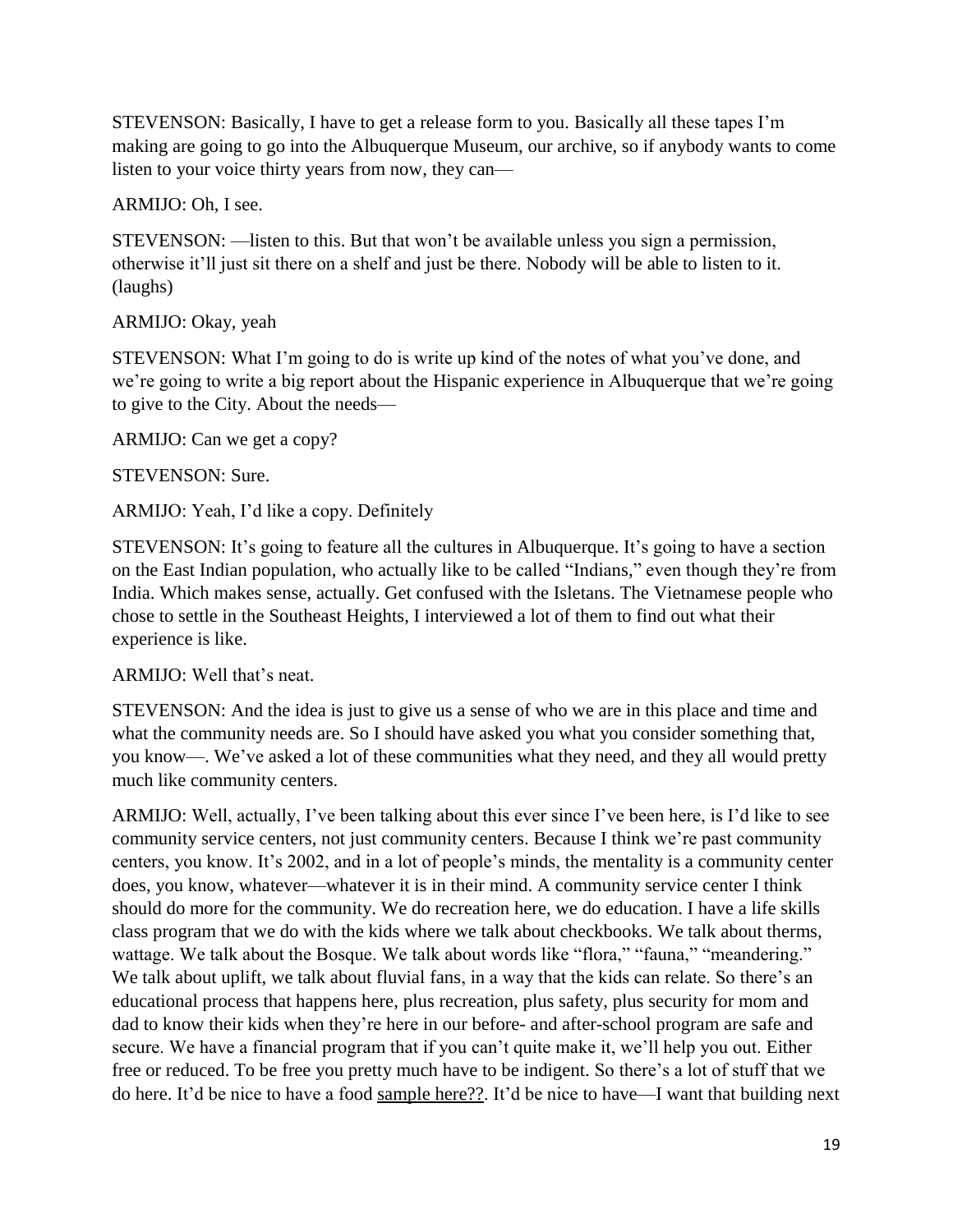STEVENSON: Basically, I have to get a release form to you. Basically all these tapes I'm making are going to go into the Albuquerque Museum, our archive, so if anybody wants to come listen to your voice thirty years from now, they can—

ARMIJO: Oh, I see.

STEVENSON: —listen to this. But that won't be available unless you sign a permission, otherwise it'll just sit there on a shelf and just be there. Nobody will be able to listen to it. (laughs)

ARMIJO: Okay, yeah

STEVENSON: What I'm going to do is write up kind of the notes of what you've done, and we're going to write a big report about the Hispanic experience in Albuquerque that we're going to give to the City. About the needs—

ARMIJO: Can we get a copy?

STEVENSON: Sure.

ARMIJO: Yeah, I'd like a copy. Definitely

STEVENSON: It's going to feature all the cultures in Albuquerque. It's going to have a section on the East Indian population, who actually like to be called "Indians," even though they're from India. Which makes sense, actually. Get confused with the Isletans. The Vietnamese people who chose to settle in the Southeast Heights, I interviewed a lot of them to find out what their experience is like.

ARMIJO: Well that's neat.

STEVENSON: And the idea is just to give us a sense of who we are in this place and time and what the community needs are. So I should have asked you what you consider something that, you know—. We've asked a lot of these communities what they need, and they all would pretty much like community centers.

ARMIJO: Well, actually, I've been talking about this ever since I've been here, is I'd like to see community service centers, not just community centers. Because I think we're past community centers, you know. It's 2002, and in a lot of people's minds, the mentality is a community center does, you know, whatever—whatever it is in their mind. A community service center I think should do more for the community. We do recreation here, we do education. I have a life skills class program that we do with the kids where we talk about checkbooks. We talk about therms, wattage. We talk about the Bosque. We talk about words like "flora," "fauna," "meandering." We talk about uplift, we talk about fluvial fans, in a way that the kids can relate. So there's an educational process that happens here, plus recreation, plus safety, plus security for mom and dad to know their kids when they're here in our before- and after-school program are safe and secure. We have a financial program that if you can't quite make it, we'll help you out. Either free or reduced. To be free you pretty much have to be indigent. So there's a lot of stuff that we do here. It'd be nice to have a food sample here??. It'd be nice to have—I want that building next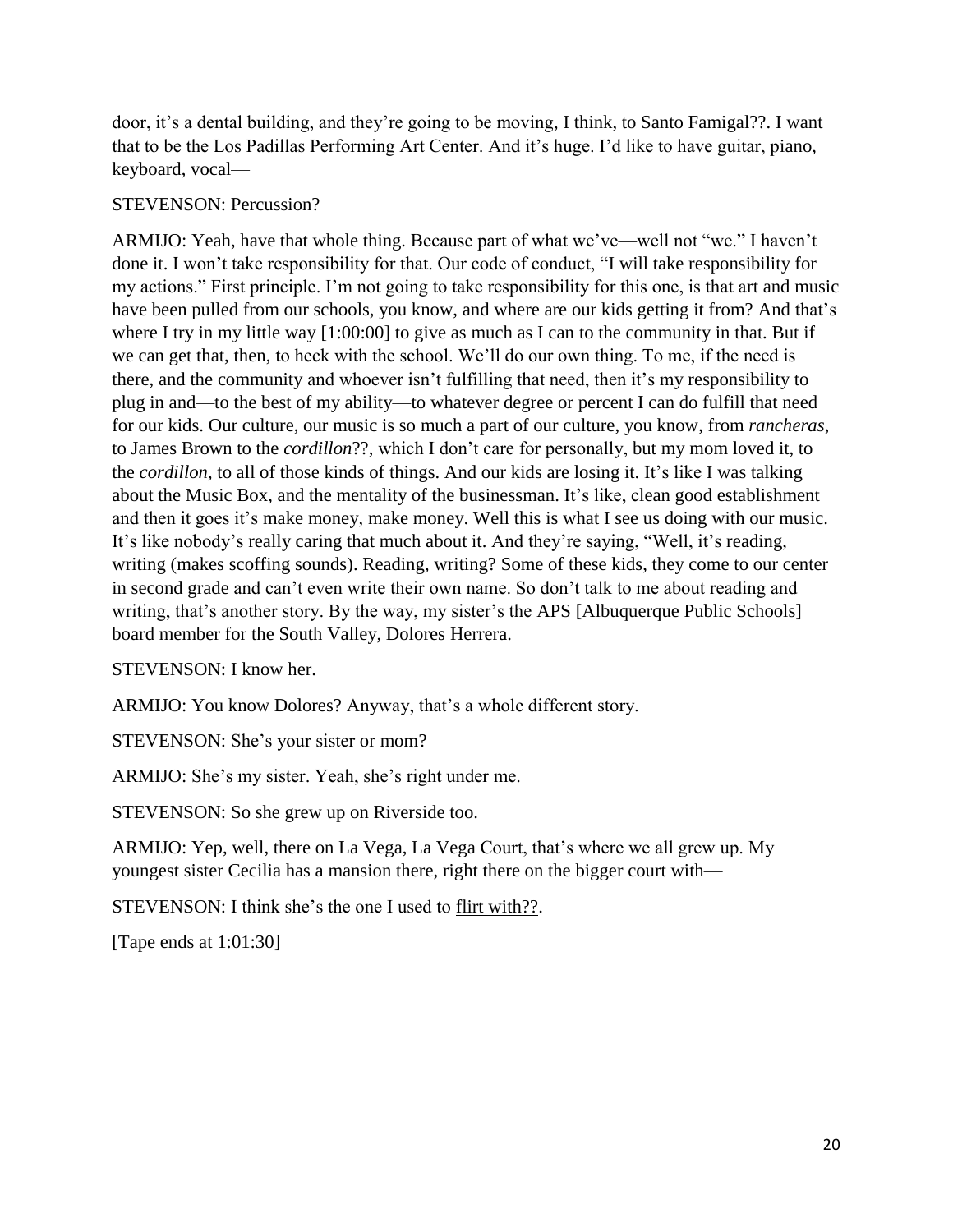door, it's a dental building, and they're going to be moving, I think, to Santo Famigal??. I want that to be the Los Padillas Performing Art Center. And it's huge. I'd like to have guitar, piano, keyboard, vocal—

STEVENSON: Percussion?

ARMIJO: Yeah, have that whole thing. Because part of what we've—well not "we." I haven't done it. I won't take responsibility for that. Our code of conduct, "I will take responsibility for my actions." First principle. I'm not going to take responsibility for this one, is that art and music have been pulled from our schools, you know, and where are our kids getting it from? And that's where I try in my little way [1:00:00] to give as much as I can to the community in that. But if we can get that, then, to heck with the school. We'll do our own thing. To me, if the need is there, and the community and whoever isn't fulfilling that need, then it's my responsibility to plug in and—to the best of my ability—to whatever degree or percent I can do fulfill that need for our kids. Our culture, our music is so much a part of our culture, you know, from *rancheras*, to James Brown to the *cordillon*??, which I don't care for personally, but my mom loved it, to the *cordillon*, to all of those kinds of things. And our kids are losing it. It's like I was talking about the Music Box, and the mentality of the businessman. It's like, clean good establishment and then it goes it's make money, make money. Well this is what I see us doing with our music. It's like nobody's really caring that much about it. And they're saying, "Well, it's reading, writing (makes scoffing sounds). Reading, writing? Some of these kids, they come to our center in second grade and can't even write their own name. So don't talk to me about reading and writing, that's another story. By the way, my sister's the APS [Albuquerque Public Schools] board member for the South Valley, Dolores Herrera.

STEVENSON: I know her.

ARMIJO: You know Dolores? Anyway, that's a whole different story.

STEVENSON: She's your sister or mom?

ARMIJO: She's my sister. Yeah, she's right under me.

STEVENSON: So she grew up on Riverside too.

ARMIJO: Yep, well, there on La Vega, La Vega Court, that's where we all grew up. My youngest sister Cecilia has a mansion there, right there on the bigger court with—

STEVENSON: I think she's the one I used to flirt with??.

[Tape ends at 1:01:30]